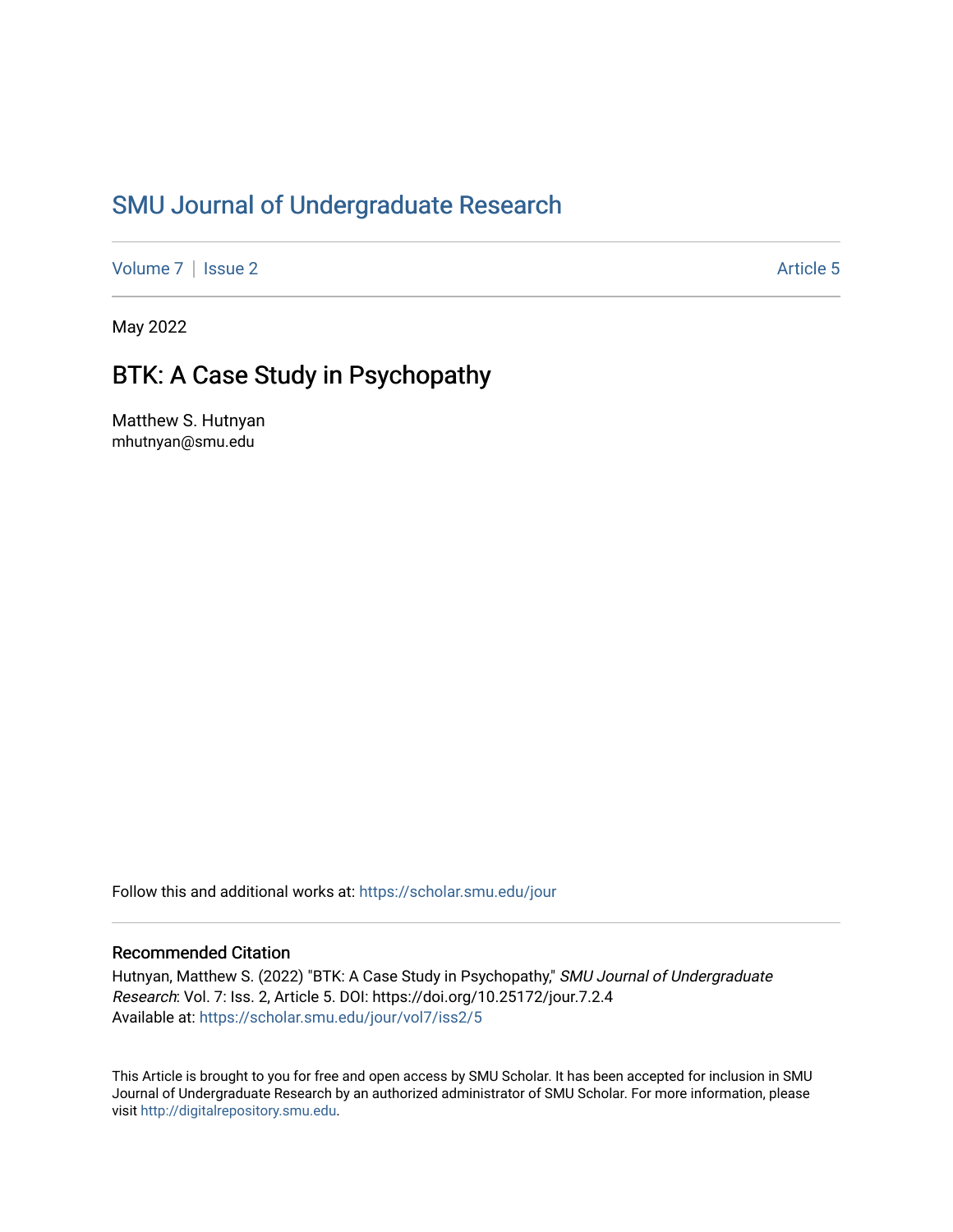# SMU Journal of Undergraduate Research

Volume 7 | Issue 2 Article 5

May 2022

## BTK: A Case Study in Psychopathy

Matthew S. Hutnyan
mhutnyan@smu.edu

Follow this and additional works at: https://scholar.smu.edu/jour

### Recommended Citation

Hutnyan, Matthew S. (2022) "BTK: A Case Study in Psychopathy," *SMU Journal of Undergraduate Research*: Vol. 7: Iss. 2, Article 5. DOI: https://doi.org/10.25172/jour.7.2.4
Available at: https://scholar.smu.edu/jour/vol7/iss2/5

This Article is brought to you for free and open access by SMU Scholar. It has been accepted for inclusion in SMU Journal of Undergraduate Research by an authorized administrator of SMU Scholar. For more information, please visit http://digitalrepository.smu.edu.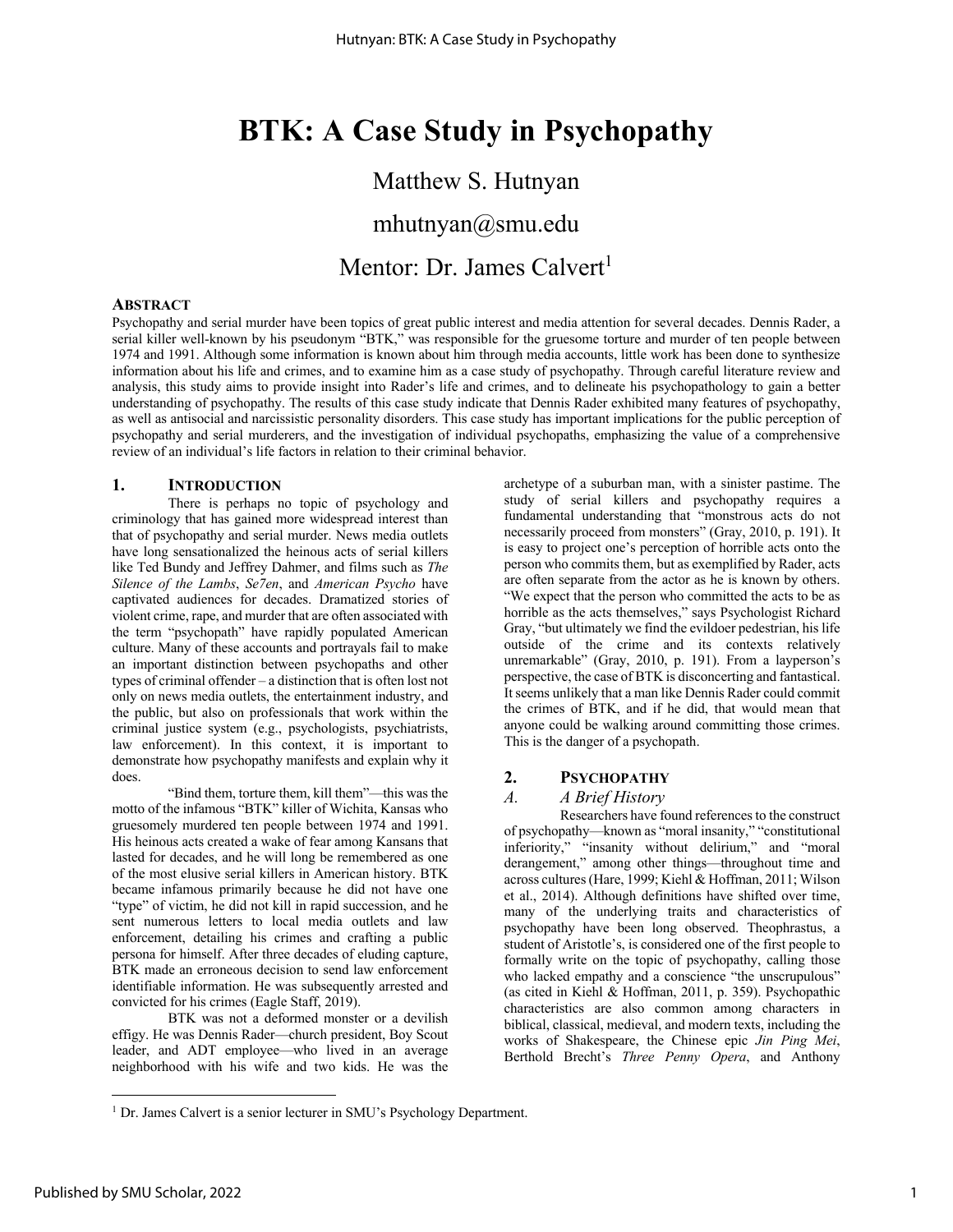# BTK: A Case Study in Psychopathy

Matthew S. Hutnyan

mhutnyan@smu.edu

Mentor: Dr. James Calvert[1]

## Abstract

Psychopathy and serial murder have been topics of great public interest and media attention for several decades. Dennis Rader, a serial killer well-known by his pseudonym "BTK," was responsible for the gruesome torture and murder of ten people between 1974 and 1991. Although some information is known about him through media accounts, little work has been done to synthesize information about his life and crimes, and to examine him as a case study of psychopathy. Through careful literature review and analysis, this study aims to provide insight into Rader's life and crimes, and to delineate his psychopathology to gain a better understanding of psychopathy. The results of this case study indicate that Dennis Rader exhibited many features of psychopathy, as well as antisocial and narcissistic personality disorders. This case study has important implications for the public perception of psychopathy and serial murderers, and the investigation of individual psychopaths, emphasizing the value of a comprehensive review of an individual's life factors in relation to their criminal behavior.

## 1. Introduction

There is perhaps no topic of psychology and criminology that has gained more widespread interest than that of psychopathy and serial murder. News media outlets have long sensationalized the heinous acts of serial killers like Ted Bundy and Jeffrey Dahmer, and films such as *The Silence of the Lambs*, *Se7en*, and *American Psycho* have captivated audiences for decades. Dramatized stories of violent crime, rape, and murder that are often associated with the term "psychopath" have rapidly populated American culture. Many of these accounts and portrayals fail to make an important distinction between psychopaths and other types of criminal offender – a distinction that is often lost not only on news media outlets, the entertainment industry, and the public, but also on professionals that work within the criminal justice system (e.g., psychologists, psychiatrists, law enforcement). In this context, it is important to demonstrate how psychopathy manifests and explain why it does.

"Bind them, torture them, kill them"—this was the motto of the infamous "BTK" killer of Wichita, Kansas who gruesomely murdered ten people between 1974 and 1991. His heinous acts created a wake of fear among Kansans that lasted for decades, and he will long be remembered as one of the most elusive serial killers in American history. BTK became infamous primarily because he did not have one "type" of victim, he did not kill in rapid succession, and he sent numerous letters to local media outlets and law enforcement, detailing his crimes and crafting a public persona for himself. After three decades of eluding capture, BTK made an erroneous decision to send law enforcement identifiable information. He was subsequently arrested and convicted for his crimes (Eagle Staff, 2019).

BTK was not a deformed monster or a devilish effigy. He was Dennis Rader—church president, Boy Scout leader, and ADT employee—who lived in an average neighborhood with his wife and two kids. He was the archetype of a suburban man, with a sinister pastime. The study of serial killers and psychopathy requires a fundamental understanding that "monstrous acts do not necessarily proceed from monsters" (Gray, 2010, p. 191). It is easy to project one's perception of horrible acts onto the person who commits them, but as exemplified by Rader, acts are often separate from the actor as he is known by others. "We expect that the person who committed the acts to be as horrible as the acts themselves," says Psychologist Richard Gray, "but ultimately we find the evildoer pedestrian, his life outside of the crime and its contexts relatively unremarkable" (Gray, 2010, p. 191). From a layperson's perspective, the case of BTK is disconcerting and fantastical. It seems unlikely that a man like Dennis Rader could commit the crimes of BTK, and if he did, that would mean that anyone could be walking around committing those crimes. This is the danger of a psychopath.

## 2. Psychopathy

### A. A Brief History

Researchers have found references to the construct of psychopathy—known as "moral insanity," "constitutional inferiority," "insanity without delirium," and "moral derangement," among other things—throughout time and across cultures (Hare, 1999; Kiehl & Hoffman, 2011; Wilson et al., 2014). Although definitions have shifted over time, many of the underlying traits and characteristics of psychopathy have been long observed. Theophrastus, a student of Aristotle's, is considered one of the first people to formally write on the topic of psychopathy, calling those who lacked empathy and a conscience "the unscrupulous" (as cited in Kiehl & Hoffman, 2011, p. 359). Psychopathic characteristics are also common among characters in biblical, classical, medieval, and modern texts, including the works of Shakespeare, the Chinese epic *Jin Ping Mei*, Berthold Brecht's *Three Penny Opera*, and Anthony

[1] Dr. James Calvert is a senior lecturer in SMU's Psychology Department.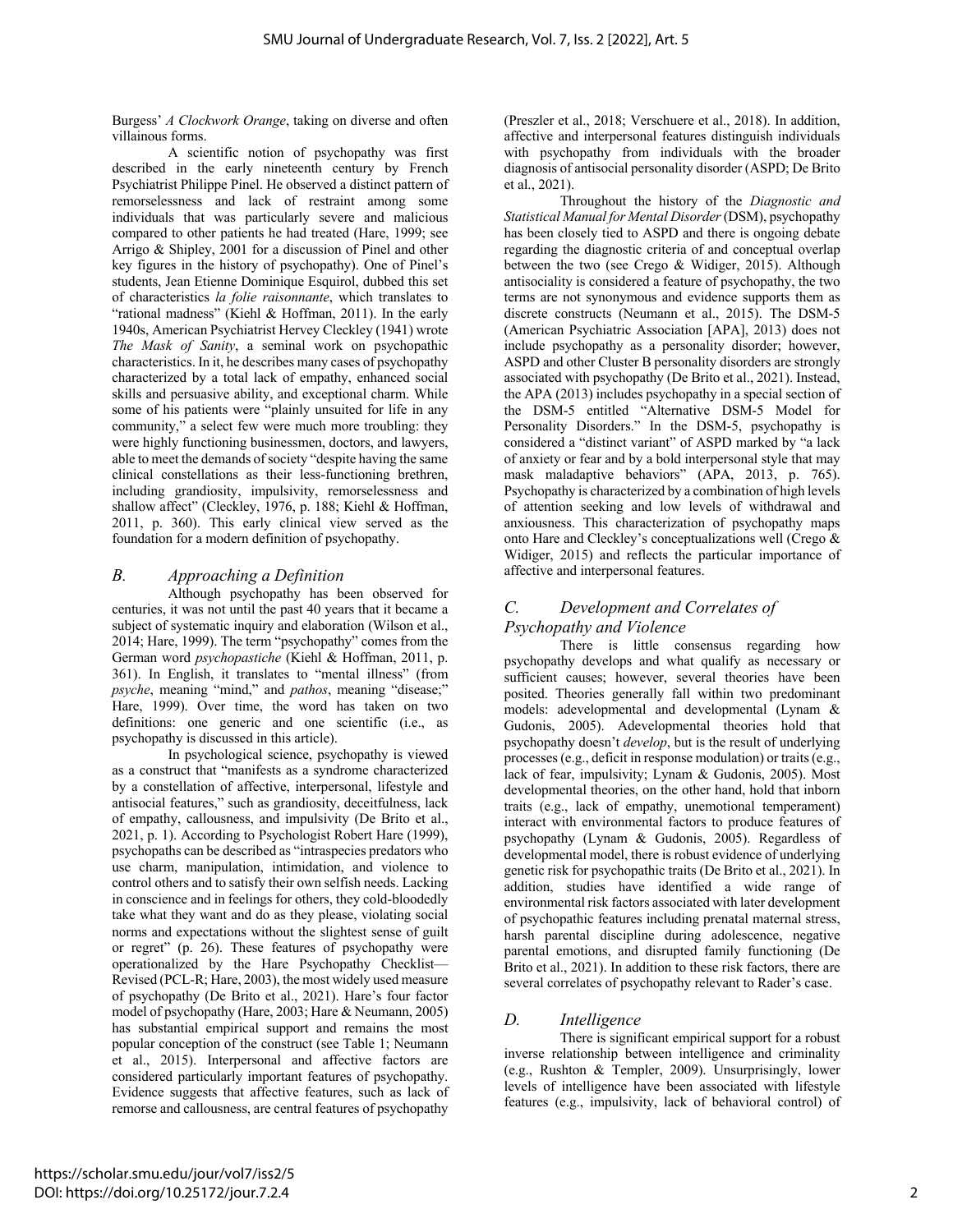Burgess' *A Clockwork Orange*, taking on diverse and often villainous forms.

A scientific notion of psychopathy was first described in the early nineteenth century by French Psychiatrist Philippe Pinel. He observed a distinct pattern of remorselessness and lack of restraint among some individuals that was particularly severe and malicious compared to other patients he had treated (Hare, 1999; see Arrigo & Shipley, 2001 for a discussion of Pinel and other key figures in the history of psychopathy). One of Pinel's students, Jean Etienne Dominique Esquirol, dubbed this set of characteristics *la folie raisonnante*, which translates to "rational madness" (Kiehl & Hoffman, 2011). In the early 1940s, American Psychiatrist Hervey Cleckley (1941) wrote *The Mask of Sanity*, a seminal work on psychopathic characteristics. In it, he describes many cases of psychopathy characterized by a total lack of empathy, enhanced social skills and persuasive ability, and exceptional charm. While some of his patients were "plainly unsuited for life in any community," a select few were much more troubling: they were highly functioning businessmen, doctors, and lawyers, able to meet the demands of society "despite having the same clinical constellations as their less-functioning brethren, including grandiosity, impulsivity, remorselessness and shallow affect" (Cleckley, 1976, p. 188; Kiehl & Hoffman, 2011, p. 360). This early clinical view served as the foundation for a modern definition of psychopathy.

## *B. Approaching a Definition*

Although psychopathy has been observed for centuries, it was not until the past 40 years that it became a subject of systematic inquiry and elaboration (Wilson et al., 2014; Hare, 1999). The term "psychopathy" comes from the German word *psychopastiche* (Kiehl & Hoffman, 2011, p. 361). In English, it translates to "mental illness" (from *psyche*, meaning "mind," and *pathos*, meaning "disease;" Hare, 1999). Over time, the word has taken on two definitions: one generic and one scientific (i.e., as psychopathy is discussed in this article).

In psychological science, psychopathy is viewed as a construct that "manifests as a syndrome characterized by a constellation of affective, interpersonal, lifestyle and antisocial features," such as grandiosity, deceitfulness, lack of empathy, callousness, and impulsivity (De Brito et al., 2021, p. 1). According to Psychologist Robert Hare (1999), psychopaths can be described as "intraspecies predators who use charm, manipulation, intimidation, and violence to control others and to satisfy their own selfish needs. Lacking in conscience and in feelings for others, they cold-bloodedly take what they want and do as they please, violating social norms and expectations without the slightest sense of guilt or regret" (p. 26). These features of psychopathy were operationalized by the Hare Psychopathy Checklist—Revised (PCL-R; Hare, 2003), the most widely used measure of psychopathy (De Brito et al., 2021). Hare's four factor model of psychopathy (Hare, 2003; Hare & Neumann, 2005) has substantial empirical support and remains the most popular conception of the construct (see Table 1; Neumann et al., 2015). Interpersonal and affective factors are considered particularly important features of psychopathy. Evidence suggests that affective features, such as lack of remorse and callousness, are central features of psychopathy (Preszler et al., 2018; Verschuere et al., 2018). In addition, affective and interpersonal features distinguish individuals with psychopathy from individuals with the broader diagnosis of antisocial personality disorder (ASPD; De Brito et al., 2021).

Throughout the history of the *Diagnostic and Statistical Manual for Mental Disorder* (DSM), psychopathy has been closely tied to ASPD and there is ongoing debate regarding the diagnostic criteria of and conceptual overlap between the two (see Crego & Widiger, 2015). Although antisociality is considered a feature of psychopathy, the two terms are not synonymous and evidence supports them as discrete constructs (Neumann et al., 2015). The DSM-5 (American Psychiatric Association [APA], 2013) does not include psychopathy as a personality disorder; however, ASPD and other Cluster B personality disorders are strongly associated with psychopathy (De Brito et al., 2021). Instead, the APA (2013) includes psychopathy in a special section of the DSM-5 entitled "Alternative DSM-5 Model for Personality Disorders." In the DSM-5, psychopathy is considered a "distinct variant" of ASPD marked by "a lack of anxiety or fear and by a bold interpersonal style that may mask maladaptive behaviors" (APA, 2013, p. 765). Psychopathy is characterized by a combination of high levels of attention seeking and low levels of withdrawal and anxiousness. This characterization of psychopathy maps onto Hare and Cleckley's conceptualizations well (Crego & Widiger, 2015) and reflects the particular importance of affective and interpersonal features.

## *C. Development and Correlates of Psychopathy and Violence*

There is little consensus regarding how psychopathy develops and what qualify as necessary or sufficient causes; however, several theories have been posited. Theories generally fall within two predominant models: adevelopmental and developmental (Lynam & Gudonis, 2005). Adevelopmental theories hold that psychopathy doesn't *develop*, but is the result of underlying processes (e.g., deficit in response modulation) or traits (e.g., lack of fear, impulsivity; Lynam & Gudonis, 2005). Most developmental theories, on the other hand, hold that inborn traits (e.g., lack of empathy, unemotional temperament) interact with environmental factors to produce features of psychopathy (Lynam & Gudonis, 2005). Regardless of developmental model, there is robust evidence of underlying genetic risk for psychopathic traits (De Brito et al., 2021). In addition, studies have identified a wide range of environmental risk factors associated with later development of psychopathic features including prenatal maternal stress, harsh parental discipline during adolescence, negative parental emotions, and disrupted family functioning (De Brito et al., 2021). In addition to these risk factors, there are several correlates of psychopathy relevant to Rader's case.

## *D. Intelligence*

There is significant empirical support for a robust inverse relationship between intelligence and criminality (e.g., Rushton & Templer, 2009). Unsurprisingly, lower levels of intelligence have been associated with lifestyle features (e.g., impulsivity, lack of behavioral control) of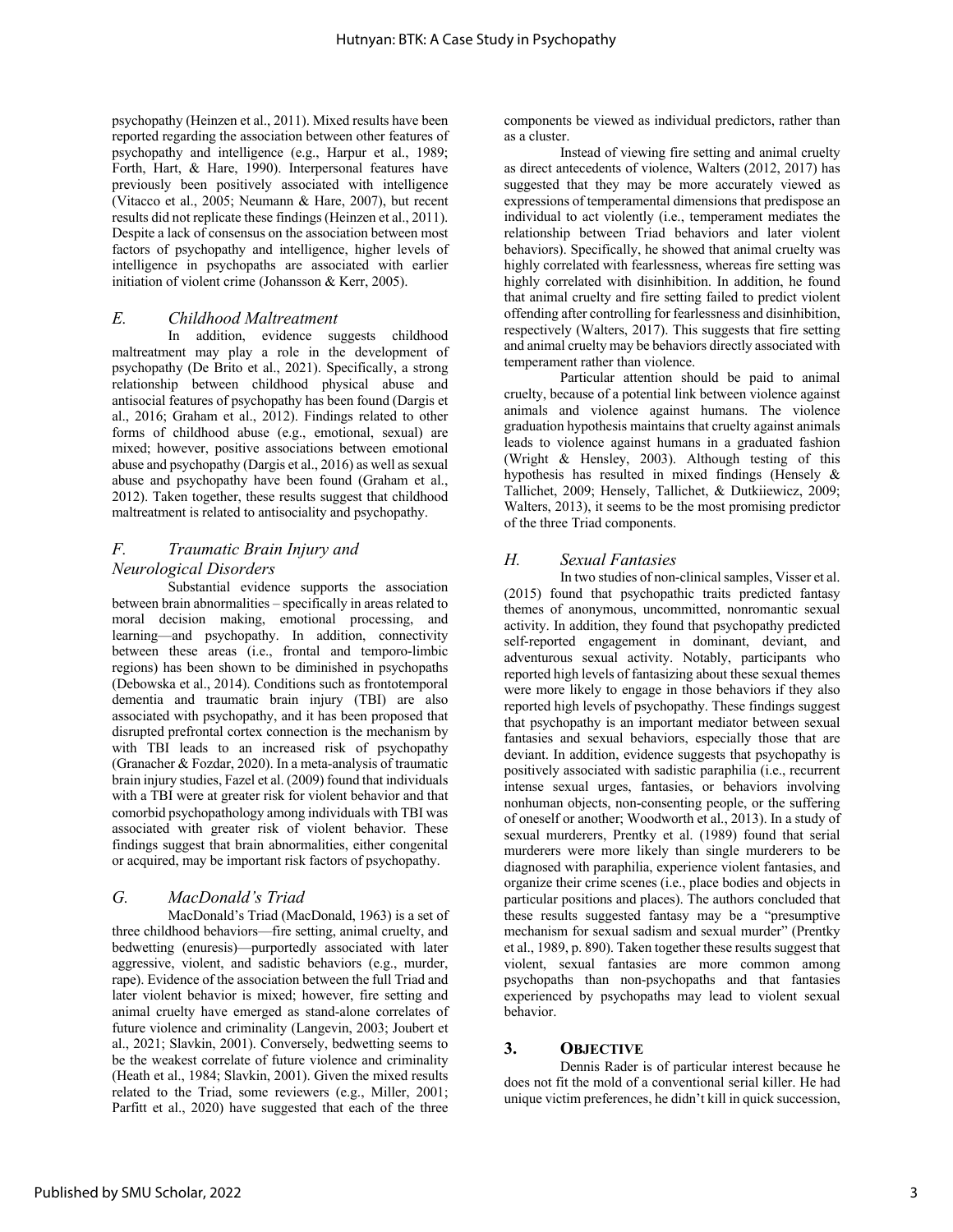psychopathy (Heinzen et al., 2011). Mixed results have been reported regarding the association between other features of psychopathy and intelligence (e.g., Harpur et al., 1989; Forth, Hart, & Hare, 1990). Interpersonal features have previously been positively associated with intelligence (Vitacco et al., 2005; Neumann & Hare, 2007), but recent results did not replicate these findings (Heinzen et al., 2011). Despite a lack of consensus on the association between most factors of psychopathy and intelligence, higher levels of intelligence in psychopaths are associated with earlier initiation of violent crime (Johansson & Kerr, 2005).

### *E. Childhood Maltreatment*

In addition, evidence suggests childhood maltreatment may play a role in the development of psychopathy (De Brito et al., 2021). Specifically, a strong relationship between childhood physical abuse and antisocial features of psychopathy has been found (Dargis et al., 2016; Graham et al., 2012). Findings related to other forms of childhood abuse (e.g., emotional, sexual) are mixed; however, positive associations between emotional abuse and psychopathy (Dargis et al., 2016) as well as sexual abuse and psychopathy have been found (Graham et al., 2012). Taken together, these results suggest that childhood maltreatment is related to antisociality and psychopathy.

### *F. Traumatic Brain Injury and Neurological Disorders*

Substantial evidence supports the association between brain abnormalities – specifically in areas related to moral decision making, emotional processing, and learning—and psychopathy. In addition, connectivity between these areas (i.e., frontal and temporo-limbic regions) has been shown to be diminished in psychopaths (Debowska et al., 2014). Conditions such as frontotemporal dementia and traumatic brain injury (TBI) are also associated with psychopathy, and it has been proposed that disrupted prefrontal cortex connection is the mechanism by with TBI leads to an increased risk of psychopathy (Granacher & Fozdar, 2020). In a meta-analysis of traumatic brain injury studies, Fazel et al. (2009) found that individuals with a TBI were at greater risk for violent behavior and that comorbid psychopathology among individuals with TBI was associated with greater risk of violent behavior. These findings suggest that brain abnormalities, either congenital or acquired, may be important risk factors of psychopathy.

### *G. MacDonald's Triad*

MacDonald's Triad (MacDonald, 1963) is a set of three childhood behaviors—fire setting, animal cruelty, and bedwetting (enuresis)—purportedly associated with later aggressive, violent, and sadistic behaviors (e.g., murder, rape). Evidence of the association between the full Triad and later violent behavior is mixed; however, fire setting and animal cruelty have emerged as stand-alone correlates of future violence and criminality (Langevin, 2003; Joubert et al., 2021; Slavkin, 2001). Conversely, bedwetting seems to be the weakest correlate of future violence and criminality (Heath et al., 1984; Slavkin, 2001). Given the mixed results related to the Triad, some reviewers (e.g., Miller, 2001; Parfitt et al., 2020) have suggested that each of the three components be viewed as individual predictors, rather than as a cluster.

Instead of viewing fire setting and animal cruelty as direct antecedents of violence, Walters (2012, 2017) has suggested that they may be more accurately viewed as expressions of temperamental dimensions that predispose an individual to act violently (i.e., temperament mediates the relationship between Triad behaviors and later violent behaviors). Specifically, he showed that animal cruelty was highly correlated with fearlessness, whereas fire setting was highly correlated with disinhibition. In addition, he found that animal cruelty and fire setting failed to predict violent offending after controlling for fearlessness and disinhibition, respectively (Walters, 2017). This suggests that fire setting and animal cruelty may be behaviors directly associated with temperament rather than violence.

Particular attention should be paid to animal cruelty, because of a potential link between violence against animals and violence against humans. The violence graduation hypothesis maintains that cruelty against animals leads to violence against humans in a graduated fashion (Wright & Hensley, 2003). Although testing of this hypothesis has resulted in mixed findings (Hensely & Tallichet, 2009; Hensely, Tallichet, & Dutkiiewicz, 2009; Walters, 2013), it seems to be the most promising predictor of the three Triad components.

### *H. Sexual Fantasies*

In two studies of non-clinical samples, Visser et al. (2015) found that psychopathic traits predicted fantasy themes of anonymous, uncommitted, nonromantic sexual activity. In addition, they found that psychopathy predicted self-reported engagement in dominant, deviant, and adventurous sexual activity. Notably, participants who reported high levels of fantasizing about these sexual themes were more likely to engage in those behaviors if they also reported high levels of psychopathy. These findings suggest that psychopathy is an important mediator between sexual fantasies and sexual behaviors, especially those that are deviant. In addition, evidence suggests that psychopathy is positively associated with sadistic paraphilia (i.e., recurrent intense sexual urges, fantasies, or behaviors involving nonhuman objects, non-consenting people, or the suffering of oneself or another; Woodworth et al., 2013). In a study of sexual murderers, Prentky et al. (1989) found that serial murderers were more likely than single murderers to be diagnosed with paraphilia, experience violent fantasies, and organize their crime scenes (i.e., place bodies and objects in particular positions and places). The authors concluded that these results suggested fantasy may be a "presumptive mechanism for sexual sadism and sexual murder" (Prentky et al., 1989, p. 890). Taken together these results suggest that violent, sexual fantasies are more common among psychopaths than non-psychopaths and that fantasies experienced by psychopaths may lead to violent sexual behavior.

## 3. Objective

Dennis Rader is of particular interest because he does not fit the mold of a conventional serial killer. He had unique victim preferences, he didn't kill in quick succession,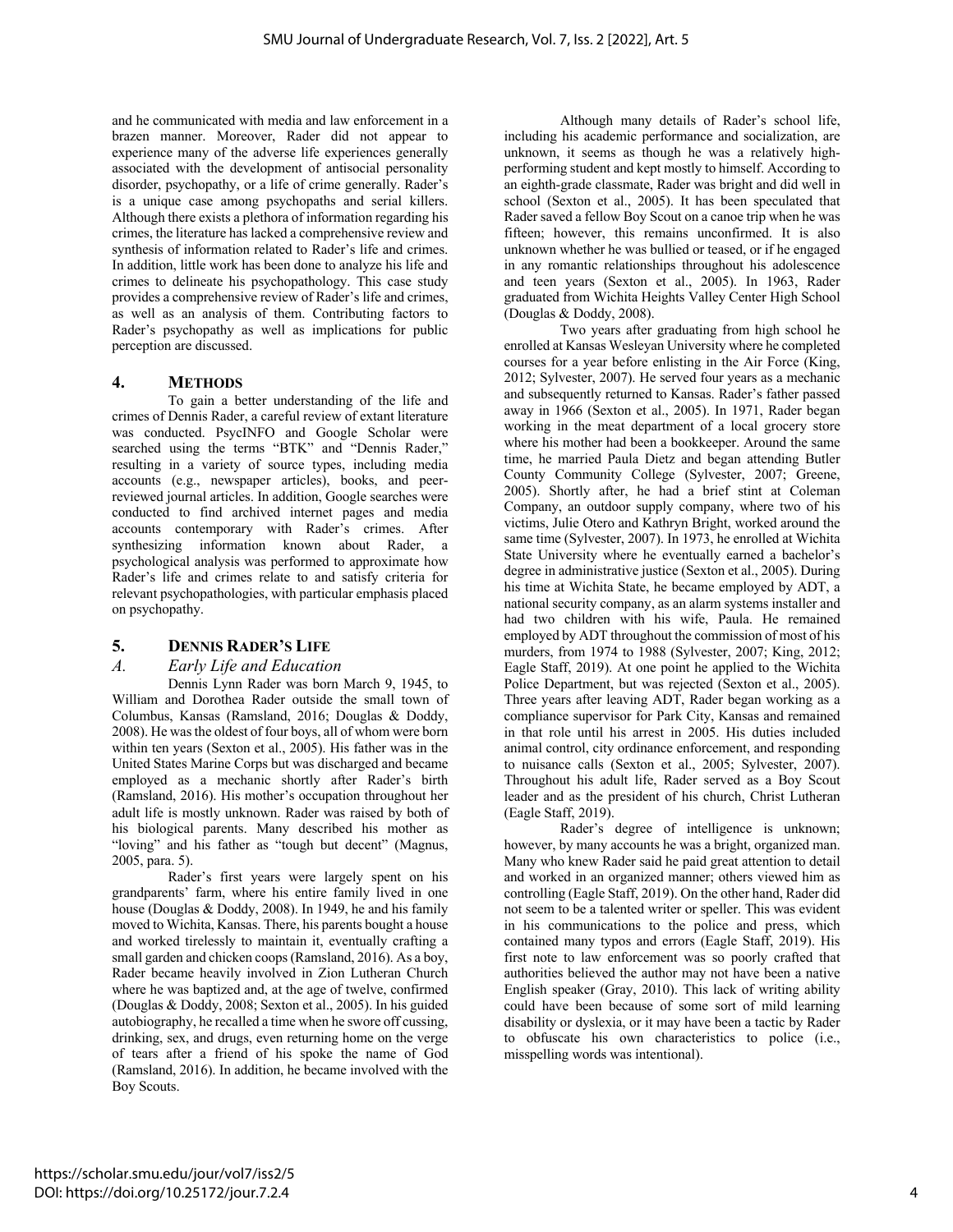and he communicated with media and law enforcement in a brazen manner. Moreover, Rader did not appear to experience many of the adverse life experiences generally associated with the development of antisocial personality disorder, psychopathy, or a life of crime generally. Rader's is a unique case among psychopaths and serial killers. Although there exists a plethora of information regarding his crimes, the literature has lacked a comprehensive review and synthesis of information related to Rader's life and crimes. In addition, little work has been done to analyze his life and crimes to delineate his psychopathology. This case study provides a comprehensive review of Rader's life and crimes, as well as an analysis of them. Contributing factors to Rader's psychopathy as well as implications for public perception are discussed.

## 4. Methods

To gain a better understanding of the life and crimes of Dennis Rader, a careful review of extant literature was conducted. PsycINFO and Google Scholar were searched using the terms "BTK" and "Dennis Rader," resulting in a variety of source types, including media accounts (e.g., newspaper articles), books, and peer-reviewed journal articles. In addition, Google searches were conducted to find archived internet pages and media accounts contemporary with Rader's crimes. After synthesizing information known about Rader, a psychological analysis was performed to approximate how Rader's life and crimes relate to and satisfy criteria for relevant psychopathologies, with particular emphasis placed on psychopathy.

## 5. Dennis Rader's Life

### A. *Early Life and Education*

Dennis Lynn Rader was born March 9, 1945, to William and Dorothea Rader outside the small town of Columbus, Kansas (Ramsland, 2016; Douglas & Doddy, 2008). He was the oldest of four boys, all of whom were born within ten years (Sexton et al., 2005). His father was in the United States Marine Corps but was discharged and became employed as a mechanic shortly after Rader's birth (Ramsland, 2016). His mother's occupation throughout her adult life is mostly unknown. Rader was raised by both of his biological parents. Many described his mother as "loving" and his father as "tough but decent" (Magnus, 2005, para. 5).

Rader's first years were largely spent on his grandparents' farm, where his entire family lived in one house (Douglas & Doddy, 2008). In 1949, he and his family moved to Wichita, Kansas. There, his parents bought a house and worked tirelessly to maintain it, eventually crafting a small garden and chicken coops (Ramsland, 2016). As a boy, Rader became heavily involved in Zion Lutheran Church where he was baptized and, at the age of twelve, confirmed (Douglas & Doddy, 2008; Sexton et al., 2005). In his guided autobiography, he recalled a time when he swore off cussing, drinking, sex, and drugs, even returning home on the verge of tears after a friend of his spoke the name of God (Ramsland, 2016). In addition, he became involved with the Boy Scouts.

Although many details of Rader's school life, including his academic performance and socialization, are unknown, it seems as though he was a relatively high-performing student and kept mostly to himself. According to an eighth-grade classmate, Rader was bright and did well in school (Sexton et al., 2005). It has been speculated that Rader saved a fellow Boy Scout on a canoe trip when he was fifteen; however, this remains unconfirmed. It is also unknown whether he was bullied or teased, or if he engaged in any romantic relationships throughout his adolescence and teen years (Sexton et al., 2005). In 1963, Rader graduated from Wichita Heights Valley Center High School (Douglas & Doddy, 2008).

Two years after graduating from high school he enrolled at Kansas Wesleyan University where he completed courses for a year before enlisting in the Air Force (King, 2012; Sylvester, 2007). He served four years as a mechanic and subsequently returned to Kansas. Rader's father passed away in 1966 (Sexton et al., 2005). In 1971, Rader began working in the meat department of a local grocery store where his mother had been a bookkeeper. Around the same time, he married Paula Dietz and began attending Butler County Community College (Sylvester, 2007; Greene, 2005). Shortly after, he had a brief stint at Coleman Company, an outdoor supply company, where two of his victims, Julie Otero and Kathryn Bright, worked around the same time (Sylvester, 2007). In 1973, he enrolled at Wichita State University where he eventually earned a bachelor's degree in administrative justice (Sexton et al., 2005). During his time at Wichita State, he became employed by ADT, a national security company, as an alarm systems installer and had two children with his wife, Paula. He remained employed by ADT throughout the commission of most of his murders, from 1974 to 1988 (Sylvester, 2007; King, 2012; Eagle Staff, 2019). At one point he applied to the Wichita Police Department, but was rejected (Sexton et al., 2005). Three years after leaving ADT, Rader began working as a compliance supervisor for Park City, Kansas and remained in that role until his arrest in 2005. His duties included animal control, city ordinance enforcement, and responding to nuisance calls (Sexton et al., 2005; Sylvester, 2007). Throughout his adult life, Rader served as a Boy Scout leader and as the president of his church, Christ Lutheran (Eagle Staff, 2019).

Rader's degree of intelligence is unknown; however, by many accounts he was a bright, organized man. Many who knew Rader said he paid great attention to detail and worked in an organized manner; others viewed him as controlling (Eagle Staff, 2019). On the other hand, Rader did not seem to be a talented writer or speller. This was evident in his communications to the police and press, which contained many typos and errors (Eagle Staff, 2019). His first note to law enforcement was so poorly crafted that authorities believed the author may not have been a native English speaker (Gray, 2010). This lack of writing ability could have been because of some sort of mild learning disability or dyslexia, or it may have been a tactic by Rader to obfuscate his own characteristics to police (i.e., misspelling words was intentional).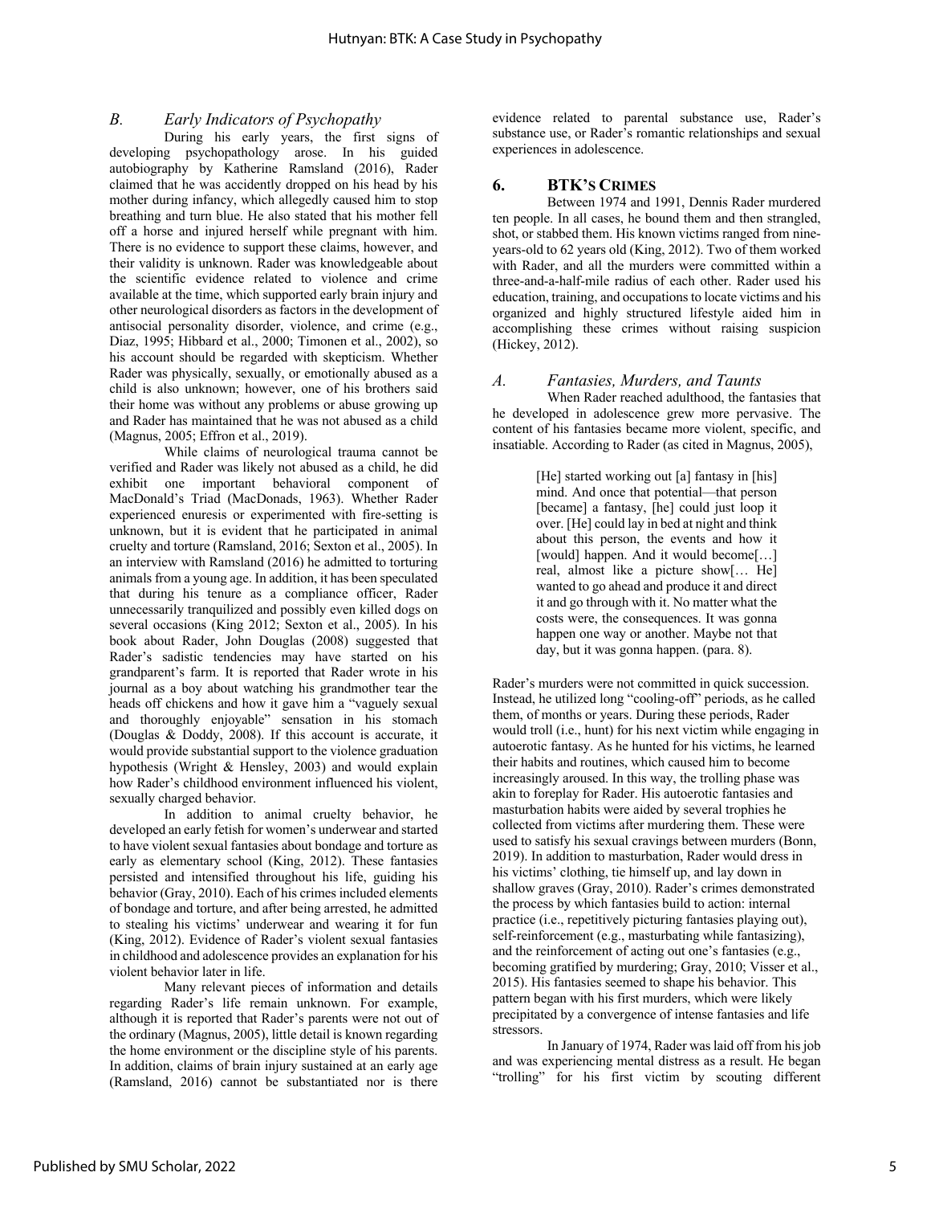### *B. Early Indicators of Psychopathy*

During his early years, the first signs of developing psychopathology arose. In his guided autobiography by Katherine Ramsland (2016), Rader claimed that he was accidently dropped on his head by his mother during infancy, which allegedly caused him to stop breathing and turn blue. He also stated that his mother fell off a horse and injured herself while pregnant with him. There is no evidence to support these claims, however, and their validity is unknown. Rader was knowledgeable about the scientific evidence related to violence and crime available at the time, which supported early brain injury and other neurological disorders as factors in the development of antisocial personality disorder, violence, and crime (e.g., Diaz, 1995; Hibbard et al., 2000; Timonen et al., 2002), so his account should be regarded with skepticism. Whether Rader was physically, sexually, or emotionally abused as a child is also unknown; however, one of his brothers said their home was without any problems or abuse growing up and Rader has maintained that he was not abused as a child (Magnus, 2005; Effron et al., 2019).

While claims of neurological trauma cannot be verified and Rader was likely not abused as a child, he did exhibit one important behavioral component of MacDonald's Triad (MacDonads, 1963). Whether Rader experienced enuresis or experimented with fire-setting is unknown, but it is evident that he participated in animal cruelty and torture (Ramsland, 2016; Sexton et al., 2005). In an interview with Ramsland (2016) he admitted to torturing animals from a young age. In addition, it has been speculated that during his tenure as a compliance officer, Rader unnecessarily tranquilized and possibly even killed dogs on several occasions (King 2012; Sexton et al., 2005). In his book about Rader, John Douglas (2008) suggested that Rader's sadistic tendencies may have started on his grandparent's farm. It is reported that Rader wrote in his journal as a boy about watching his grandmother tear the heads off chickens and how it gave him a "vaguely sexual and thoroughly enjoyable" sensation in his stomach (Douglas & Doddy, 2008). If this account is accurate, it would provide substantial support to the violence graduation hypothesis (Wright & Hensley, 2003) and would explain how Rader's childhood environment influenced his violent, sexually charged behavior.

In addition to animal cruelty behavior, he developed an early fetish for women's underwear and started to have violent sexual fantasies about bondage and torture as early as elementary school (King, 2012). These fantasies persisted and intensified throughout his life, guiding his behavior (Gray, 2010). Each of his crimes included elements of bondage and torture, and after being arrested, he admitted to stealing his victims' underwear and wearing it for fun (King, 2012). Evidence of Rader's violent sexual fantasies in childhood and adolescence provides an explanation for his violent behavior later in life.

Many relevant pieces of information and details regarding Rader's life remain unknown. For example, although it is reported that Rader's parents were not out of the ordinary (Magnus, 2005), little detail is known regarding the home environment or the discipline style of his parents. In addition, claims of brain injury sustained at an early age (Ramsland, 2016) cannot be substantiated nor is there evidence related to parental substance use, Rader's substance use, or Rader's romantic relationships and sexual experiences in adolescence.

## 6. BTK'S CRIMES

Between 1974 and 1991, Dennis Rader murdered ten people. In all cases, he bound them and then strangled, shot, or stabbed them. His known victims ranged from nine-years-old to 62 years old (King, 2012). Two of them worked with Rader, and all the murders were committed within a three-and-a-half-mile radius of each other. Rader used his education, training, and occupations to locate victims and his organized and highly structured lifestyle aided him in accomplishing these crimes without raising suspicion (Hickey, 2012).

### *A. Fantasies, Murders, and Taunts*

When Rader reached adulthood, the fantasies that he developed in adolescence grew more pervasive. The content of his fantasies became more violent, specific, and insatiable. According to Rader (as cited in Magnus, 2005),

> [He] started working out [a] fantasy in [his] mind. And once that potential—that person [became] a fantasy, [he] could just loop it over. [He] could lay in bed at night and think about this person, the events and how it [would] happen. And it would become[…] real, almost like a picture show[… He] wanted to go ahead and produce it and direct it and go through with it. No matter what the costs were, the consequences. It was gonna happen one way or another. Maybe not that day, but it was gonna happen. (para. 8).

Rader's murders were not committed in quick succession. Instead, he utilized long "cooling-off" periods, as he called them, of months or years. During these periods, Rader would troll (i.e., hunt) for his next victim while engaging in autoerotic fantasy. As he hunted for his victims, he learned their habits and routines, which caused him to become increasingly aroused. In this way, the trolling phase was akin to foreplay for Rader. His autoerotic fantasies and masturbation habits were aided by several trophies he collected from victims after murdering them. These were used to satisfy his sexual cravings between murders (Bonn, 2019). In addition to masturbation, Rader would dress in his victims' clothing, tie himself up, and lay down in shallow graves (Gray, 2010). Rader's crimes demonstrated the process by which fantasies build to action: internal practice (i.e., repetitively picturing fantasies playing out), self-reinforcement (e.g., masturbating while fantasizing), and the reinforcement of acting out one's fantasies (e.g., becoming gratified by murdering; Gray, 2010; Visser et al., 2015). His fantasies seemed to shape his behavior. This pattern began with his first murders, which were likely precipitated by a convergence of intense fantasies and life stressors.

In January of 1974, Rader was laid off from his job and was experiencing mental distress as a result. He began "trolling" for his first victim by scouting different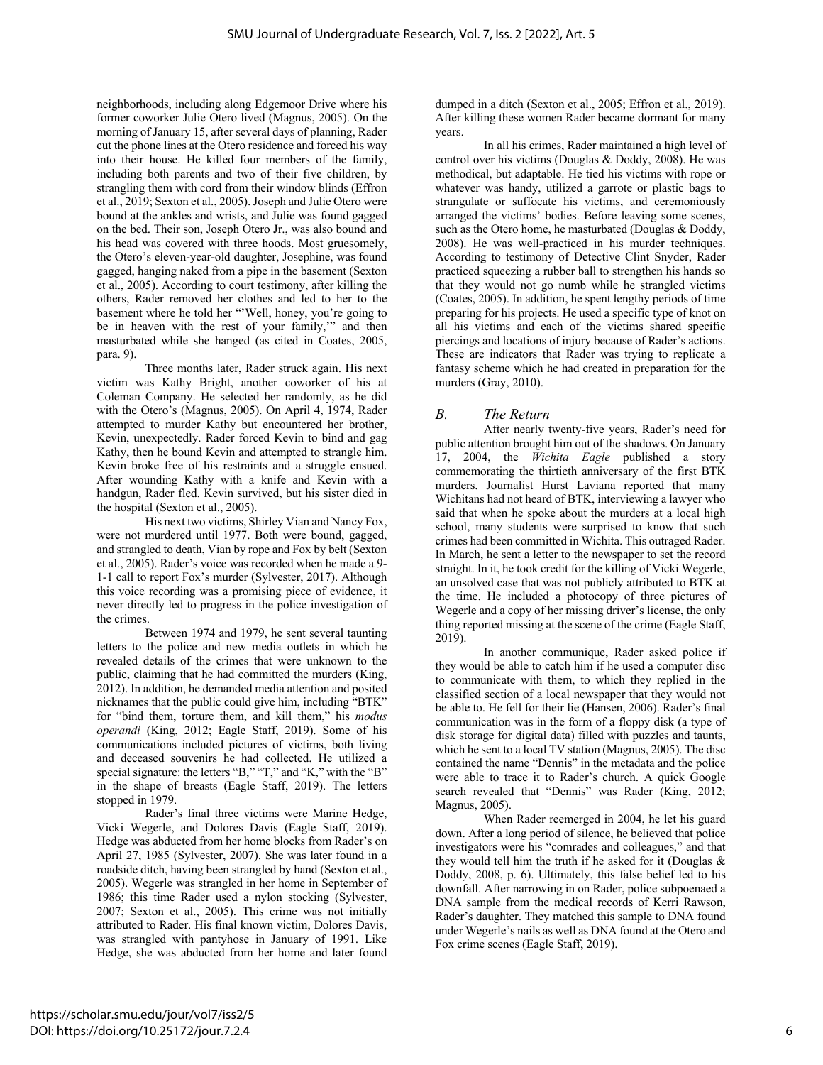neighborhoods, including along Edgemoor Drive where his former coworker Julie Otero lived (Magnus, 2005). On the morning of January 15, after several days of planning, Rader cut the phone lines at the Otero residence and forced his way into their house. He killed four members of the family, including both parents and two of their five children, by strangling them with cord from their window blinds (Effron et al., 2019; Sexton et al., 2005). Joseph and Julie Otero were bound at the ankles and wrists, and Julie was found gagged on the bed. Their son, Joseph Otero Jr., was also bound and his head was covered with three hoods. Most gruesomely, the Otero's eleven-year-old daughter, Josephine, was found gagged, hanging naked from a pipe in the basement (Sexton et al., 2005). According to court testimony, after killing the others, Rader removed her clothes and led to her to the basement where he told her "'Well, honey, you're going to be in heaven with the rest of your family,'" and then masturbated while she hanged (as cited in Coates, 2005, para. 9).

Three months later, Rader struck again. His next victim was Kathy Bright, another coworker of his at Coleman Company. He selected her randomly, as he did with the Otero's (Magnus, 2005). On April 4, 1974, Rader attempted to murder Kathy but encountered her brother, Kevin, unexpectedly. Rader forced Kevin to bind and gag Kathy, then he bound Kevin and attempted to strangle him. Kevin broke free of his restraints and a struggle ensued. After wounding Kathy with a knife and Kevin with a handgun, Rader fled. Kevin survived, but his sister died in the hospital (Sexton et al., 2005).

His next two victims, Shirley Vian and Nancy Fox, were not murdered until 1977. Both were bound, gagged, and strangled to death, Vian by rope and Fox by belt (Sexton et al., 2005). Rader's voice was recorded when he made a 9-1-1 call to report Fox's murder (Sylvester, 2017). Although this voice recording was a promising piece of evidence, it never directly led to progress in the police investigation of the crimes.

Between 1974 and 1979, he sent several taunting letters to the police and new media outlets in which he revealed details of the crimes that were unknown to the public, claiming that he had committed the murders (King, 2012). In addition, he demanded media attention and posited nicknames that the public could give him, including "BTK" for "bind them, torture them, and kill them," his *modus operandi* (King, 2012; Eagle Staff, 2019). Some of his communications included pictures of victims, both living and deceased souvenirs he had collected. He utilized a special signature: the letters "B," "T," and "K," with the "B" in the shape of breasts (Eagle Staff, 2019). The letters stopped in 1979.

Rader's final three victims were Marine Hedge, Vicki Wegerle, and Dolores Davis (Eagle Staff, 2019). Hedge was abducted from her home blocks from Rader's on April 27, 1985 (Sylvester, 2007). She was later found in a roadside ditch, having been strangled by hand (Sexton et al., 2005). Wegerle was strangled in her home in September of 1986; this time Rader used a nylon stocking (Sylvester, 2007; Sexton et al., 2005). This crime was not initially attributed to Rader. His final known victim, Dolores Davis, was strangled with pantyhose in January of 1991. Like Hedge, she was abducted from her home and later found dumped in a ditch (Sexton et al., 2005; Effron et al., 2019). After killing these women Rader became dormant for many years.

In all his crimes, Rader maintained a high level of control over his victims (Douglas & Doddy, 2008). He was methodical, but adaptable. He tied his victims with rope or whatever was handy, utilized a garrote or plastic bags to strangulate or suffocate his victims, and ceremoniously arranged the victims' bodies. Before leaving some scenes, such as the Otero home, he masturbated (Douglas & Doddy, 2008). He was well-practiced in his murder techniques. According to testimony of Detective Clint Snyder, Rader practiced squeezing a rubber ball to strengthen his hands so that they would not go numb while he strangled victims (Coates, 2005). In addition, he spent lengthy periods of time preparing for his projects. He used a specific type of knot on all his victims and each of the victims shared specific piercings and locations of injury because of Rader's actions. These are indicators that Rader was trying to replicate a fantasy scheme which he had created in preparation for the murders (Gray, 2010).

## *B. The Return*

After nearly twenty-five years, Rader's need for public attention brought him out of the shadows. On January 17, 2004, the *Wichita Eagle* published a story commemorating the thirtieth anniversary of the first BTK murders. Journalist Hurst Laviana reported that many Wichitans had not heard of BTK, interviewing a lawyer who said that when he spoke about the murders at a local high school, many students were surprised to know that such crimes had been committed in Wichita. This outraged Rader. In March, he sent a letter to the newspaper to set the record straight. In it, he took credit for the killing of Vicki Wegerle, an unsolved case that was not publicly attributed to BTK at the time. He included a photocopy of three pictures of Wegerle and a copy of her missing driver's license, the only thing reported missing at the scene of the crime (Eagle Staff, 2019).

In another communique, Rader asked police if they would be able to catch him if he used a computer disc to communicate with them, to which they replied in the classified section of a local newspaper that they would not be able to. He fell for their lie (Hansen, 2006). Rader's final communication was in the form of a floppy disk (a type of disk storage for digital data) filled with puzzles and taunts, which he sent to a local TV station (Magnus, 2005). The disc contained the name "Dennis" in the metadata and the police were able to trace it to Rader's church. A quick Google search revealed that "Dennis" was Rader (King, 2012; Magnus, 2005).

When Rader reemerged in 2004, he let his guard down. After a long period of silence, he believed that police investigators were his "comrades and colleagues," and that they would tell him the truth if he asked for it (Douglas & Doddy, 2008, p. 6). Ultimately, this false belief led to his downfall. After narrowing in on Rader, police subpoenaed a DNA sample from the medical records of Kerri Rawson, Rader's daughter. They matched this sample to DNA found under Wegerle's nails as well as DNA found at the Otero and Fox crime scenes (Eagle Staff, 2019).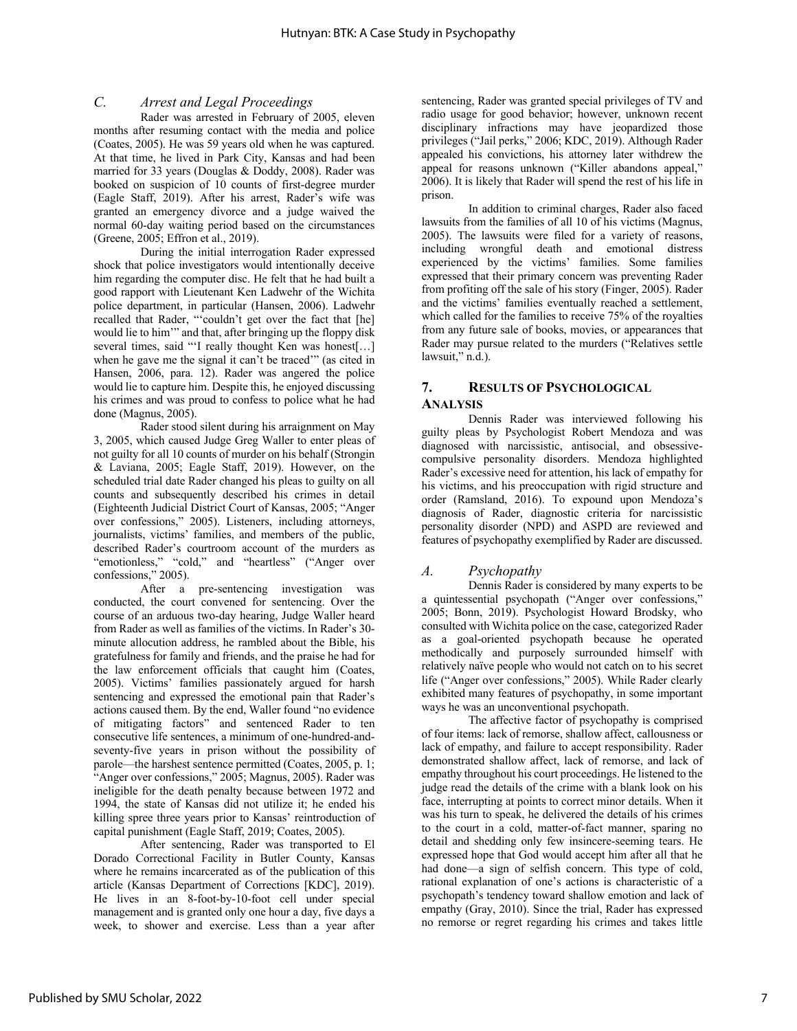### C. *Arrest and Legal Proceedings*

Rader was arrested in February of 2005, eleven months after resuming contact with the media and police (Coates, 2005). He was 59 years old when he was captured. At that time, he lived in Park City, Kansas and had been married for 33 years (Douglas & Doddy, 2008). Rader was booked on suspicion of 10 counts of first-degree murder (Eagle Staff, 2019). After his arrest, Rader's wife was granted an emergency divorce and a judge waived the normal 60-day waiting period based on the circumstances (Greene, 2005; Effron et al., 2019).

During the initial interrogation Rader expressed shock that police investigators would intentionally deceive him regarding the computer disc. He felt that he had built a good rapport with Lieutenant Ken Ladwehr of the Wichita police department, in particular (Hansen, 2006). Ladwehr recalled that Rader, "'couldn't get over the fact that [he] would lie to him'" and that, after bringing up the floppy disk several times, said "'I really thought Ken was honest[…] when he gave me the signal it can't be traced'" (as cited in Hansen, 2006, para. 12). Rader was angered the police would lie to capture him. Despite this, he enjoyed discussing his crimes and was proud to confess to police what he had done (Magnus, 2005).

Rader stood silent during his arraignment on May 3, 2005, which caused Judge Greg Waller to enter pleas of not guilty for all 10 counts of murder on his behalf (Strongin & Laviana, 2005; Eagle Staff, 2019). However, on the scheduled trial date Rader changed his pleas to guilty on all counts and subsequently described his crimes in detail (Eighteenth Judicial District Court of Kansas, 2005; "Anger over confessions," 2005). Listeners, including attorneys, journalists, victims' families, and members of the public, described Rader's courtroom account of the murders as "emotionless," "cold," and "heartless" ("Anger over confessions," 2005).

After a pre-sentencing investigation was conducted, the court convened for sentencing. Over the course of an arduous two-day hearing, Judge Waller heard from Rader as well as families of the victims. In Rader's 30-minute allocution address, he rambled about the Bible, his gratefulness for family and friends, and the praise he had for the law enforcement officials that caught him (Coates, 2005). Victims' families passionately argued for harsh sentencing and expressed the emotional pain that Rader's actions caused them. By the end, Waller found "no evidence of mitigating factors" and sentenced Rader to ten consecutive life sentences, a minimum of one-hundred-and-seventy-five years in prison without the possibility of parole—the harshest sentence permitted (Coates, 2005, p. 1; "Anger over confessions," 2005; Magnus, 2005). Rader was ineligible for the death penalty because between 1972 and 1994, the state of Kansas did not utilize it; he ended his killing spree three years prior to Kansas' reintroduction of capital punishment (Eagle Staff, 2019; Coates, 2005).

After sentencing, Rader was transported to El Dorado Correctional Facility in Butler County, Kansas where he remains incarcerated as of the publication of this article (Kansas Department of Corrections [KDC], 2019). He lives in an 8-foot-by-10-foot cell under special management and is granted only one hour a day, five days a week, to shower and exercise. Less than a year after sentencing, Rader was granted special privileges of TV and radio usage for good behavior; however, unknown recent disciplinary infractions may have jeopardized those privileges ("Jail perks," 2006; KDC, 2019). Although Rader appealed his convictions, his attorney later withdrew the appeal for reasons unknown ("Killer abandons appeal," 2006). It is likely that Rader will spend the rest of his life in prison.

In addition to criminal charges, Rader also faced lawsuits from the families of all 10 of his victims (Magnus, 2005). The lawsuits were filed for a variety of reasons, including wrongful death and emotional distress experienced by the victims' families. Some families expressed that their primary concern was preventing Rader from profiting off the sale of his story (Finger, 2005). Rader and the victims' families eventually reached a settlement, which called for the families to receive 75% of the royalties from any future sale of books, movies, or appearances that Rader may pursue related to the murders ("Relatives settle lawsuit," n.d.).

## 7. Results of Psychological Analysis

Dennis Rader was interviewed following his guilty pleas by Psychologist Robert Mendoza and was diagnosed with narcissistic, antisocial, and obsessive-compulsive personality disorders. Mendoza highlighted Rader's excessive need for attention, his lack of empathy for his victims, and his preoccupation with rigid structure and order (Ramsland, 2016). To expound upon Mendoza's diagnosis of Rader, diagnostic criteria for narcissistic personality disorder (NPD) and ASPD are reviewed and features of psychopathy exemplified by Rader are discussed.

### A. *Psychopathy*

Dennis Rader is considered by many experts to be a quintessential psychopath ("Anger over confessions," 2005; Bonn, 2019). Psychologist Howard Brodsky, who consulted with Wichita police on the case, categorized Rader as a goal-oriented psychopath because he operated methodically and purposely surrounded himself with relatively naïve people who would not catch on to his secret life ("Anger over confessions," 2005). While Rader clearly exhibited many features of psychopathy, in some important ways he was an unconventional psychopath.

The affective factor of psychopathy is comprised of four items: lack of remorse, shallow affect, callousness or lack of empathy, and failure to accept responsibility. Rader demonstrated shallow affect, lack of remorse, and lack of empathy throughout his court proceedings. He listened to the judge read the details of the crime with a blank look on his face, interrupting at points to correct minor details. When it was his turn to speak, he delivered the details of his crimes to the court in a cold, matter-of-fact manner, sparing no detail and shedding only few insincere-seeming tears. He expressed hope that God would accept him after all that he had done—a sign of selfish concern. This type of cold, rational explanation of one's actions is characteristic of a psychopath's tendency toward shallow emotion and lack of empathy (Gray, 2010). Since the trial, Rader has expressed no remorse or regret regarding his crimes and takes little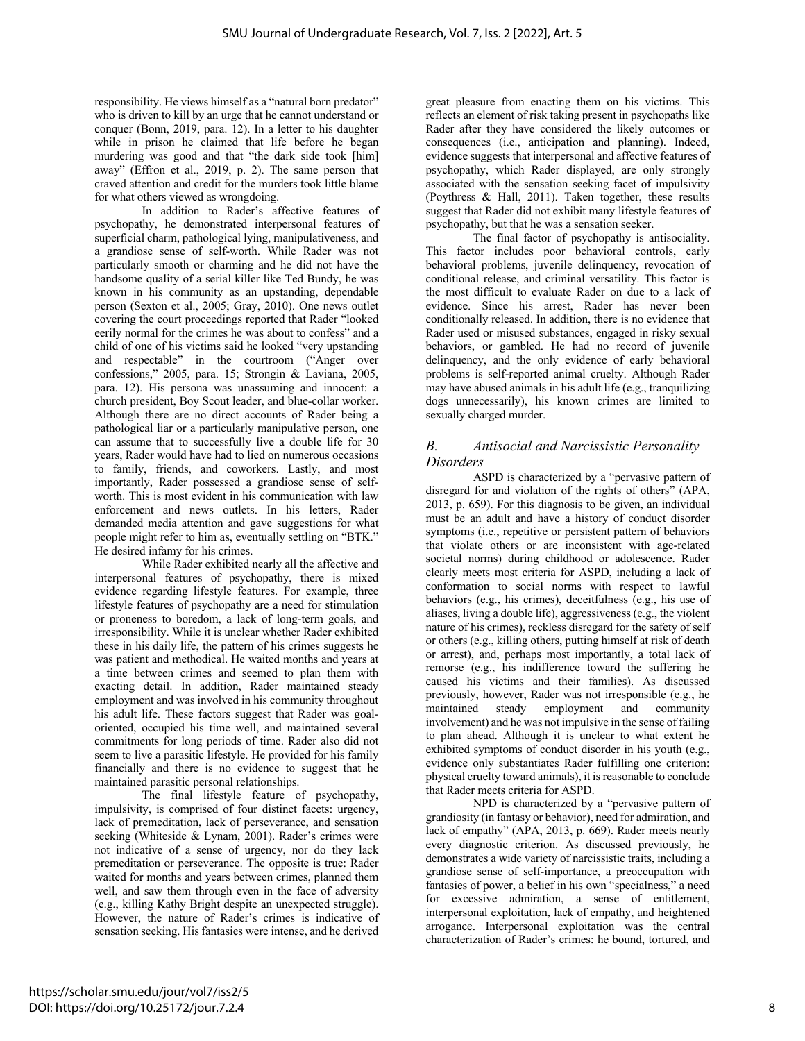responsibility. He views himself as a "natural born predator" who is driven to kill by an urge that he cannot understand or conquer (Bonn, 2019, para. 12). In a letter to his daughter while in prison he claimed that life before he began murdering was good and that "the dark side took [him] away" (Effron et al., 2019, p. 2). The same person that craved attention and credit for the murders took little blame for what others viewed as wrongdoing.

In addition to Rader's affective features of psychopathy, he demonstrated interpersonal features of superficial charm, pathological lying, manipulativeness, and a grandiose sense of self-worth. While Rader was not particularly smooth or charming and he did not have the handsome quality of a serial killer like Ted Bundy, he was known in his community as an upstanding, dependable person (Sexton et al., 2005; Gray, 2010). One news outlet covering the court proceedings reported that Rader "looked eerily normal for the crimes he was about to confess" and a child of one of his victims said he looked "very upstanding and respectable" in the courtroom ("Anger over confessions," 2005, para. 15; Strongin & Laviana, 2005, para. 12). His persona was unassuming and innocent: a church president, Boy Scout leader, and blue-collar worker. Although there are no direct accounts of Rader being a pathological liar or a particularly manipulative person, one can assume that to successfully live a double life for 30 years, Rader would have had to lied on numerous occasions to family, friends, and coworkers. Lastly, and most importantly, Rader possessed a grandiose sense of self-worth. This is most evident in his communication with law enforcement and news outlets. In his letters, Rader demanded media attention and gave suggestions for what people might refer to him as, eventually settling on "BTK." He desired infamy for his crimes.

While Rader exhibited nearly all the affective and interpersonal features of psychopathy, there is mixed evidence regarding lifestyle features. For example, three lifestyle features of psychopathy are a need for stimulation or proneness to boredom, a lack of long-term goals, and irresponsibility. While it is unclear whether Rader exhibited these in his daily life, the pattern of his crimes suggests he was patient and methodical. He waited months and years at a time between crimes and seemed to plan them with exacting detail. In addition, Rader maintained steady employment and was involved in his community throughout his adult life. These factors suggest that Rader was goal-oriented, occupied his time well, and maintained several commitments for long periods of time. Rader also did not seem to live a parasitic lifestyle. He provided for his family financially and there is no evidence to suggest that he maintained parasitic personal relationships.

The final lifestyle feature of psychopathy, impulsivity, is comprised of four distinct facets: urgency, lack of premeditation, lack of perseverance, and sensation seeking (Whiteside & Lynam, 2001). Rader's crimes were not indicative of a sense of urgency, nor do they lack premeditation or perseverance. The opposite is true: Rader waited for months and years between crimes, planned them well, and saw them through even in the face of adversity (e.g., killing Kathy Bright despite an unexpected struggle). However, the nature of Rader's crimes is indicative of sensation seeking. His fantasies were intense, and he derived great pleasure from enacting them on his victims. This reflects an element of risk taking present in psychopaths like Rader after they have considered the likely outcomes or consequences (i.e., anticipation and planning). Indeed, evidence suggests that interpersonal and affective features of psychopathy, which Rader displayed, are only strongly associated with the sensation seeking facet of impulsivity (Poythress & Hall, 2011). Taken together, these results suggest that Rader did not exhibit many lifestyle features of psychopathy, but that he was a sensation seeker.

The final factor of psychopathy is antisociality. This factor includes poor behavioral controls, early behavioral problems, juvenile delinquency, revocation of conditional release, and criminal versatility. This factor is the most difficult to evaluate Rader on due to a lack of evidence. Since his arrest, Rader has never been conditionally released. In addition, there is no evidence that Rader used or misused substances, engaged in risky sexual behaviors, or gambled. He had no record of juvenile delinquency, and the only evidence of early behavioral problems is self-reported animal cruelty. Although Rader may have abused animals in his adult life (e.g., tranquilizing dogs unnecessarily), his known crimes are limited to sexually charged murder.

### *B. Antisocial and Narcissistic Personality Disorders*

ASPD is characterized by a "pervasive pattern of disregard for and violation of the rights of others" (APA, 2013, p. 659). For this diagnosis to be given, an individual must be an adult and have a history of conduct disorder symptoms (i.e., repetitive or persistent pattern of behaviors that violate others or are inconsistent with age-related societal norms) during childhood or adolescence. Rader clearly meets most criteria for ASPD, including a lack of conformation to social norms with respect to lawful behaviors (e.g., his crimes), deceitfulness (e.g., his use of aliases, living a double life), aggressiveness (e.g., the violent nature of his crimes), reckless disregard for the safety of self or others (e.g., killing others, putting himself at risk of death or arrest), and, perhaps most importantly, a total lack of remorse (e.g., his indifference toward the suffering he caused his victims and their families). As discussed previously, however, Rader was not irresponsible (e.g., he maintained steady employment and community involvement) and he was not impulsive in the sense of failing to plan ahead. Although it is unclear to what extent he exhibited symptoms of conduct disorder in his youth (e.g., evidence only substantiates Rader fulfilling one criterion: physical cruelty toward animals), it is reasonable to conclude that Rader meets criteria for ASPD.

NPD is characterized by a "pervasive pattern of grandiosity (in fantasy or behavior), need for admiration, and lack of empathy" (APA, 2013, p. 669). Rader meets nearly every diagnostic criterion. As discussed previously, he demonstrates a wide variety of narcissistic traits, including a grandiose sense of self-importance, a preoccupation with fantasies of power, a belief in his own "specialness," a need for excessive admiration, a sense of entitlement, interpersonal exploitation, lack of empathy, and heightened arrogance. Interpersonal exploitation was the central characterization of Rader's crimes: he bound, tortured, and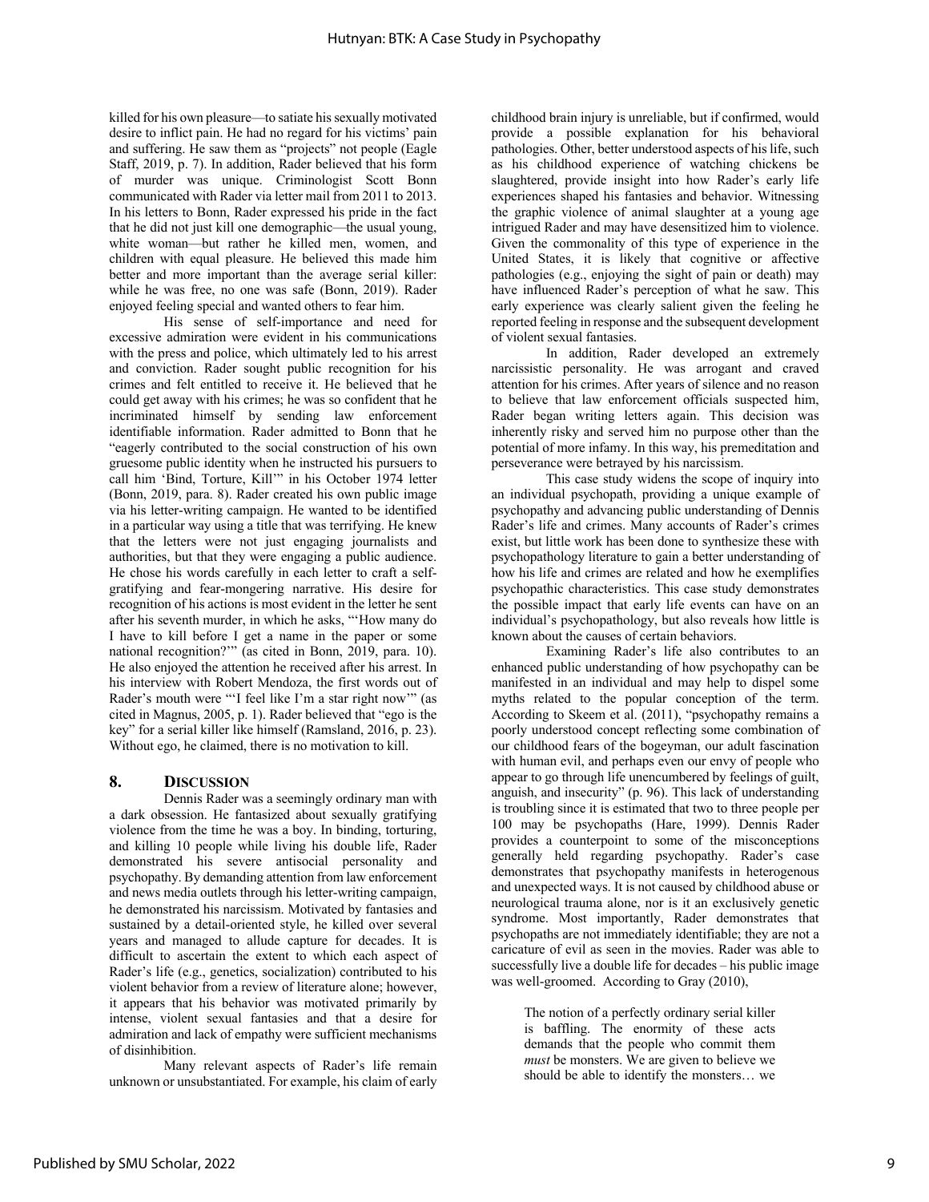killed for his own pleasure—to satiate his sexually motivated desire to inflict pain. He had no regard for his victims' pain and suffering. He saw them as "projects" not people (Eagle Staff, 2019, p. 7). In addition, Rader believed that his form of murder was unique. Criminologist Scott Bonn communicated with Rader via letter mail from 2011 to 2013. In his letters to Bonn, Rader expressed his pride in the fact that he did not just kill one demographic—the usual young, white woman—but rather he killed men, women, and children with equal pleasure. He believed this made him better and more important than the average serial killer: while he was free, no one was safe (Bonn, 2019). Rader enjoyed feeling special and wanted others to fear him.

His sense of self-importance and need for excessive admiration were evident in his communications with the press and police, which ultimately led to his arrest and conviction. Rader sought public recognition for his crimes and felt entitled to receive it. He believed that he could get away with his crimes; he was so confident that he incriminated himself by sending law enforcement identifiable information. Rader admitted to Bonn that he "eagerly contributed to the social construction of his own gruesome public identity when he instructed his pursuers to call him 'Bind, Torture, Kill'" in his October 1974 letter (Bonn, 2019, para. 8). Rader created his own public image via his letter-writing campaign. He wanted to be identified in a particular way using a title that was terrifying. He knew that the letters were not just engaging journalists and authorities, but that they were engaging a public audience. He chose his words carefully in each letter to craft a self-gratifying and fear-mongering narrative. His desire for recognition of his actions is most evident in the letter he sent after his seventh murder, in which he asks, "'How many do I have to kill before I get a name in the paper or some national recognition?'" (as cited in Bonn, 2019, para. 10). He also enjoyed the attention he received after his arrest. In his interview with Robert Mendoza, the first words out of Rader's mouth were "'I feel like I'm a star right now'" (as cited in Magnus, 2005, p. 1). Rader believed that "ego is the key" for a serial killer like himself (Ramsland, 2016, p. 23). Without ego, he claimed, there is no motivation to kill.

## 8. Discussion

Dennis Rader was a seemingly ordinary man with a dark obsession. He fantasized about sexually gratifying violence from the time he was a boy. In binding, torturing, and killing 10 people while living his double life, Rader demonstrated his severe antisocial personality and psychopathy. By demanding attention from law enforcement and news media outlets through his letter-writing campaign, he demonstrated his narcissism. Motivated by fantasies and sustained by a detail-oriented style, he killed over several years and managed to allude capture for decades. It is difficult to ascertain the extent to which each aspect of Rader's life (e.g., genetics, socialization) contributed to his violent behavior from a review of literature alone; however, it appears that his behavior was motivated primarily by intense, violent sexual fantasies and that a desire for admiration and lack of empathy were sufficient mechanisms of disinhibition.

Many relevant aspects of Rader's life remain unknown or unsubstantiated. For example, his claim of early childhood brain injury is unreliable, but if confirmed, would provide a possible explanation for his behavioral pathologies. Other, better understood aspects of his life, such as his childhood experience of watching chickens be slaughtered, provide insight into how Rader's early life experiences shaped his fantasies and behavior. Witnessing the graphic violence of animal slaughter at a young age intrigued Rader and may have desensitized him to violence. Given the commonality of this type of experience in the United States, it is likely that cognitive or affective pathologies (e.g., enjoying the sight of pain or death) may have influenced Rader's perception of what he saw. This early experience was clearly salient given the feeling he reported feeling in response and the subsequent development of violent sexual fantasies.

In addition, Rader developed an extremely narcissistic personality. He was arrogant and craved attention for his crimes. After years of silence and no reason to believe that law enforcement officials suspected him, Rader began writing letters again. This decision was inherently risky and served him no purpose other than the potential of more infamy. In this way, his premeditation and perseverance were betrayed by his narcissism.

This case study widens the scope of inquiry into an individual psychopath, providing a unique example of psychopathy and advancing public understanding of Dennis Rader's life and crimes. Many accounts of Rader's crimes exist, but little work has been done to synthesize these with psychopathology literature to gain a better understanding of how his life and crimes are related and how he exemplifies psychopathic characteristics. This case study demonstrates the possible impact that early life events can have on an individual's psychopathology, but also reveals how little is known about the causes of certain behaviors.

Examining Rader's life also contributes to an enhanced public understanding of how psychopathy can be manifested in an individual and may help to dispel some myths related to the popular conception of the term. According to Skeem et al. (2011), "psychopathy remains a poorly understood concept reflecting some combination of our childhood fears of the bogeyman, our adult fascination with human evil, and perhaps even our envy of people who appear to go through life unencumbered by feelings of guilt, anguish, and insecurity" (p. 96). This lack of understanding is troubling since it is estimated that two to three people per 100 may be psychopaths (Hare, 1999). Dennis Rader provides a counterpoint to some of the misconceptions generally held regarding psychopathy. Rader's case demonstrates that psychopathy manifests in heterogenous and unexpected ways. It is not caused by childhood abuse or neurological trauma alone, nor is it an exclusively genetic syndrome. Most importantly, Rader demonstrates that psychopaths are not immediately identifiable; they are not a caricature of evil as seen in the movies. Rader was able to successfully live a double life for decades – his public image was well-groomed. According to Gray (2010),

> The notion of a perfectly ordinary serial killer is baffling. The enormity of these acts demands that the people who commit them *must* be monsters. We are given to believe we should be able to identify the monsters… we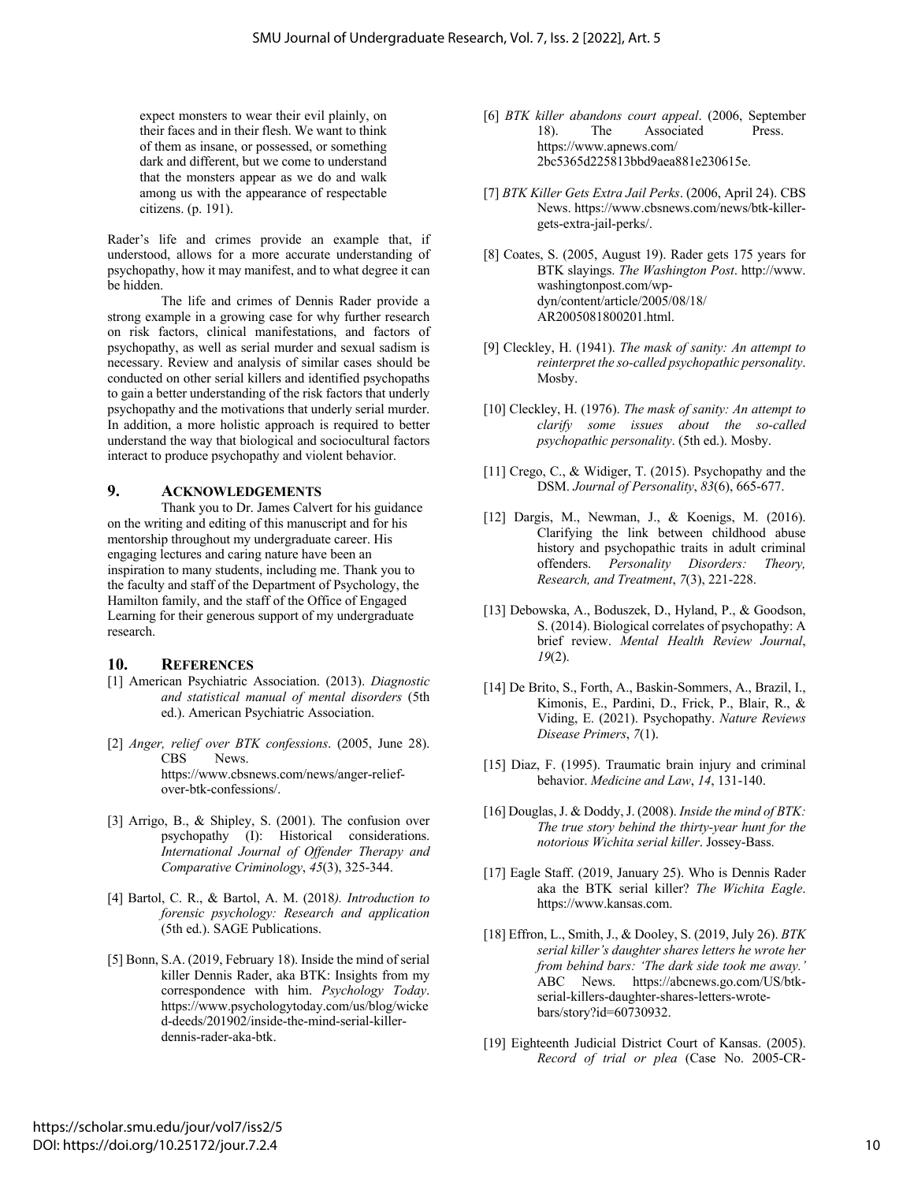expect monsters to wear their evil plainly, on their faces and in their flesh. We want to think of them as insane, or possessed, or something dark and different, but we come to understand that the monsters appear as we do and walk among us with the appearance of respectable citizens. (p. 191).

Rader's life and crimes provide an example that, if understood, allows for a more accurate understanding of psychopathy, how it may manifest, and to what degree it can be hidden.

The life and crimes of Dennis Rader provide a strong example in a growing case for why further research on risk factors, clinical manifestations, and factors of psychopathy, as well as serial murder and sexual sadism is necessary. Review and analysis of similar cases should be conducted on other serial killers and identified psychopaths to gain a better understanding of the risk factors that underly psychopathy and the motivations that underly serial murder. In addition, a more holistic approach is required to better understand the way that biological and sociocultural factors interact to produce psychopathy and violent behavior.

## 9. Acknowledgements

Thank you to Dr. James Calvert for his guidance on the writing and editing of this manuscript and for his mentorship throughout my undergraduate career. His engaging lectures and caring nature have been an inspiration to many students, including me. Thank you to the faculty and staff of the Department of Psychology, the Hamilton family, and the staff of the Office of Engaged Learning for their generous support of my undergraduate research.

## 10. References

[1] American Psychiatric Association. (2013). *Diagnostic and statistical manual of mental disorders* (5th ed.). American Psychiatric Association.

[2] *Anger, relief over BTK confessions*. (2005, June 28). CBS News. https://www.cbsnews.com/news/anger-relief-over-btk-confessions/.

[3] Arrigo, B., & Shipley, S. (2001). The confusion over psychopathy (I): Historical considerations. *International Journal of Offender Therapy and Comparative Criminology*, *45*(3), 325-344.

[4] Bartol, C. R., & Bartol, A. M. (2018*). Introduction to forensic psychology: Research and application* (5th ed.). SAGE Publications.

[5] Bonn, S.A. (2019, February 18). Inside the mind of serial killer Dennis Rader, aka BTK: Insights from my correspondence with him. *Psychology Today*. https://www.psychologytoday.com/us/blog/wicked-deeds/201902/inside-the-mind-serial-killer-dennis-rader-aka-btk.

[6] *BTK killer abandons court appeal*. (2006, September 18). The Associated Press. https://www.apnews.com/2bc5365d225813bbd9aea881e230615e.

[7] *BTK Killer Gets Extra Jail Perks*. (2006, April 24). CBS News. https://www.cbsnews.com/news/btk-killer-gets-extra-jail-perks/.

[8] Coates, S. (2005, August 19). Rader gets 175 years for BTK slayings. *The Washington Post*. http://www.washingtonpost.com/wp-dyn/content/article/2005/08/18/AR2005081800201.html.

[9] Cleckley, H. (1941). *The mask of sanity: An attempt to reinterpret the so-called psychopathic personality*. Mosby.

[10] Cleckley, H. (1976). *The mask of sanity: An attempt to clarify some issues about the so-called psychopathic personality*. (5th ed.). Mosby.

[11] Crego, C., & Widiger, T. (2015). Psychopathy and the DSM. *Journal of Personality*, *83*(6), 665-677.

[12] Dargis, M., Newman, J., & Koenigs, M. (2016). Clarifying the link between childhood abuse history and psychopathic traits in adult criminal offenders. *Personality Disorders: Theory, Research, and Treatment*, *7*(3), 221-228.

[13] Debowska, A., Boduszek, D., Hyland, P., & Goodson, S. (2014). Biological correlates of psychopathy: A brief review. *Mental Health Review Journal*, *19*(2).

[14] De Brito, S., Forth, A., Baskin-Sommers, A., Brazil, I., Kimonis, E., Pardini, D., Frick, P., Blair, R., & Viding, E. (2021). Psychopathy. *Nature Reviews Disease Primers*, *7*(1).

[15] Diaz, F. (1995). Traumatic brain injury and criminal behavior. *Medicine and Law*, *14*, 131-140.

[16] Douglas, J. & Doddy, J. (2008). *Inside the mind of BTK: The true story behind the thirty-year hunt for the notorious Wichita serial killer*. Jossey-Bass.

[17] Eagle Staff. (2019, January 25). Who is Dennis Rader aka the BTK serial killer? *The Wichita Eagle*. https://www.kansas.com.

[18] Effron, L., Smith, J., & Dooley, S. (2019, July 26). *BTK serial killer's daughter shares letters he wrote her from behind bars: 'The dark side took me away.'* ABC News. https://abcnews.go.com/US/btk-serial-killers-daughter-shares-letters-wrote-bars/story?id=60730932.

[19] Eighteenth Judicial District Court of Kansas. (2005). *Record of trial or plea* (Case No. 2005-CR-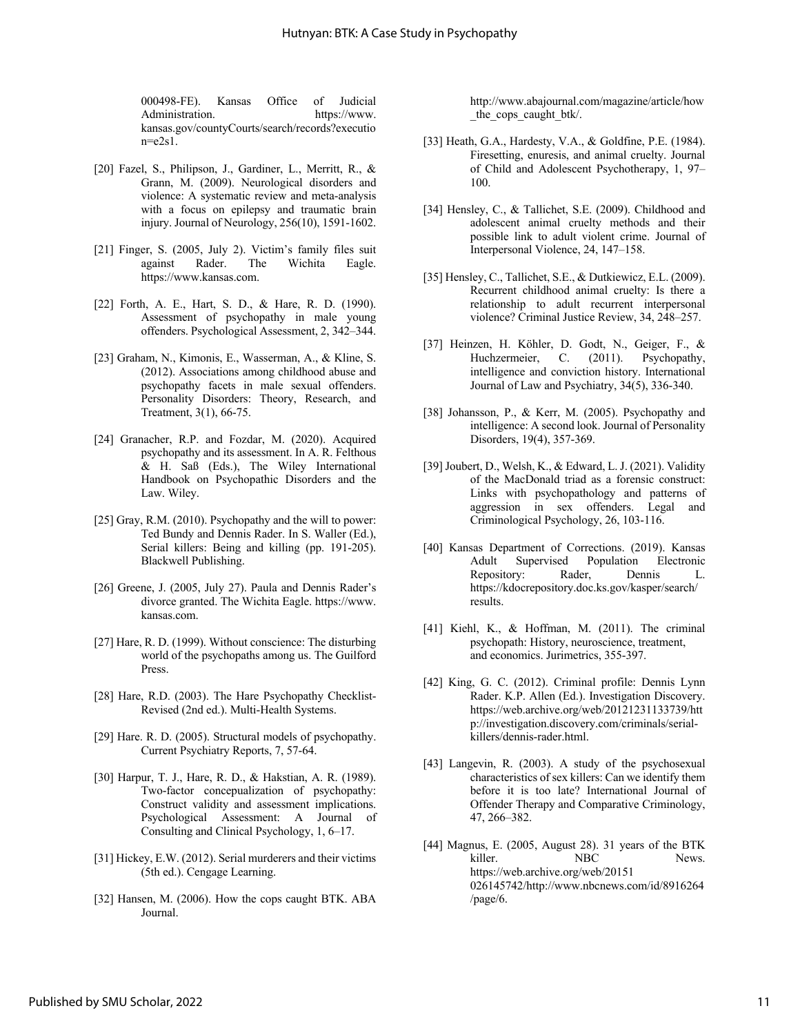000498-FE). Kansas Office of Judicial Administration. https://www.kansas.gov/countyCourts/search/records?execution=e2s1.

[20] Fazel, S., Philipson, J., Gardiner, L., Merritt, R., & Grann, M. (2009). Neurological disorders and violence: A systematic review and meta-analysis with a focus on epilepsy and traumatic brain injury. Journal of Neurology, 256(10), 1591-1602.

[21] Finger, S. (2005, July 2). Victim's family files suit against Rader. The Wichita Eagle. https://www.kansas.com.

[22] Forth, A. E., Hart, S. D., & Hare, R. D. (1990). Assessment of psychopathy in male young offenders. Psychological Assessment, 2, 342–344.

[23] Graham, N., Kimonis, E., Wasserman, A., & Kline, S. (2012). Associations among childhood abuse and psychopathy facets in male sexual offenders. Personality Disorders: Theory, Research, and Treatment, 3(1), 66-75.

[24] Granacher, R.P. and Fozdar, M. (2020). Acquired psychopathy and its assessment. In A. R. Felthous & H. Saß (Eds.), The Wiley International Handbook on Psychopathic Disorders and the Law. Wiley.

[25] Gray, R.M. (2010). Psychopathy and the will to power: Ted Bundy and Dennis Rader. In S. Waller (Ed.), Serial killers: Being and killing (pp. 191-205). Blackwell Publishing.

[26] Greene, J. (2005, July 27). Paula and Dennis Rader's divorce granted. The Wichita Eagle. https://www.kansas.com.

[27] Hare, R. D. (1999). Without conscience: The disturbing world of the psychopaths among us. The Guilford Press.

[28] Hare, R.D. (2003). The Hare Psychopathy Checklist-Revised (2nd ed.). Multi-Health Systems.

[29] Hare. R. D. (2005). Structural models of psychopathy. Current Psychiatry Reports, 7, 57-64.

[30] Harpur, T. J., Hare, R. D., & Hakstian, A. R. (1989). Two-factor concepualization of psychopathy: Construct validity and assessment implications. Psychological Assessment: A Journal of Consulting and Clinical Psychology, 1, 6–17.

[31] Hickey, E.W. (2012). Serial murderers and their victims (5th ed.). Cengage Learning.

[32] Hansen, M. (2006). How the cops caught BTK. ABA Journal. http://www.abajournal.com/magazine/article/how_the_cops_caught_btk/.

[33] Heath, G.A., Hardesty, V.A., & Goldfine, P.E. (1984). Firesetting, enuresis, and animal cruelty. Journal of Child and Adolescent Psychotherapy, 1, 97–100.

[34] Hensley, C., & Tallichet, S.E. (2009). Childhood and adolescent animal cruelty methods and their possible link to adult violent crime. Journal of Interpersonal Violence, 24, 147–158.

[35] Hensley, C., Tallichet, S.E., & Dutkiewicz, E.L. (2009). Recurrent childhood animal cruelty: Is there a relationship to adult recurrent interpersonal violence? Criminal Justice Review, 34, 248–257.

[37] Heinzen, H. Köhler, D. Godt, N., Geiger, F., & Huchzermeier, C. (2011). Psychopathy, intelligence and conviction history. International Journal of Law and Psychiatry, 34(5), 336-340.

[38] Johansson, P., & Kerr, M. (2005). Psychopathy and intelligence: A second look. Journal of Personality Disorders, 19(4), 357-369.

[39] Joubert, D., Welsh, K., & Edward, L. J. (2021). Validity of the MacDonald triad as a forensic construct: Links with psychopathology and patterns of aggression in sex offenders. Legal and Criminological Psychology, 26, 103-116.

[40] Kansas Department of Corrections. (2019). Kansas Adult Supervised Population Electronic Repository: Rader, Dennis L. https://kdocrepository.doc.ks.gov/kasper/search/results.

[41] Kiehl, K., & Hoffman, M. (2011). The criminal psychopath: History, neuroscience, treatment, and economics. Jurimetrics, 355-397.

[42] King, G. C. (2012). Criminal profile: Dennis Lynn Rader. K.P. Allen (Ed.). Investigation Discovery. https://web.archive.org/web/20121231133739/http://investigation.discovery.com/criminals/serial-killers/dennis-rader.html.

[43] Langevin, R. (2003). A study of the psychosexual characteristics of sex killers: Can we identify them before it is too late? International Journal of Offender Therapy and Comparative Criminology, 47, 266–382.

[44] Magnus, E. (2005, August 28). 31 years of the BTK killer. NBC News. https://web.archive.org/web/20151026145742/http://www.nbcnews.com/id/8916264/page/6.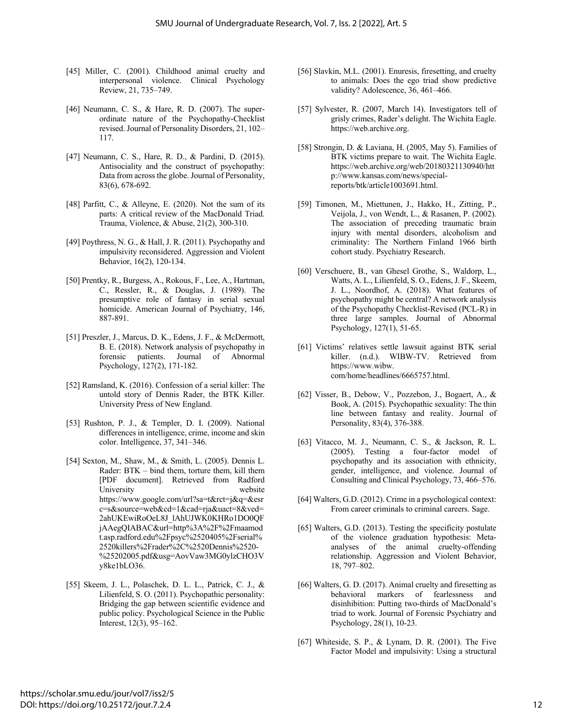[45] Miller, C. (2001). Childhood animal cruelty and interpersonal violence. Clinical Psychology Review, 21, 735–749.

[46] Neumann, C. S., & Hare, R. D. (2007). The superordinate nature of the Psychopathy-Checklist revised. Journal of Personality Disorders, 21, 102–117.

[47] Neumann, C. S., Hare, R. D., & Pardini, D. (2015). Antisociality and the construct of psychopathy: Data from across the globe. Journal of Personality, 83(6), 678-692.

[48] Parfitt, C., & Alleyne, E. (2020). Not the sum of its parts: A critical review of the MacDonald Triad. Trauma, Violence, & Abuse, 21(2), 300-310.

[49] Poythress, N. G., & Hall, J. R. (2011). Psychopathy and impulsivity reconsidered. Aggression and Violent Behavior, 16(2), 120-134.

[50] Prentky, R., Burgess, A., Rokous, F., Lee, A., Hartman, C., Ressler, R., & Douglas, J. (1989). The presumptive role of fantasy in serial sexual homicide. American Journal of Psychiatry, 146, 887-891.

[51] Preszler, J., Marcus, D. K., Edens, J. F., & McDermott, B. E. (2018). Network analysis of psychopathy in forensic patients. Journal of Abnormal Psychology, 127(2), 171-182.

[52] Ramsland, K. (2016). Confession of a serial killer: The untold story of Dennis Rader, the BTK Killer. University Press of New England.

[53] Rushton, P. J., & Templer, D. I. (2009). National differences in intelligence, crime, income and skin color. Intelligence, 37, 341–346.

[54] Sexton, M., Shaw, M., & Smith, L. (2005). Dennis L. Rader: BTK – bind them, torture them, kill them [PDF document]. Retrieved from Radford University website https://www.google.com/url?sa=t&rct=j&q=&esrc=s&source=web&cd=1&cad=rja&uact=8&ved=2ahUKEwiRoOeL8J_lAhUJWK0KHRo1DO0QFjAAegQIABAC&url=http%3A%2F%2Fmaamodt.asp.radford.edu%2Fpsyc%2520405%2Fserial%2520killers%2Frader%2C%2520Dennis%2520-%25202005.pdf&usg=AovVaw3MG0ylzCHO3Vy8ke1bLO36.

[55] Skeem, J. L., Polaschek, D. L. L., Patrick, C. J., & Lilienfeld, S. O. (2011). Psychopathic personality: Bridging the gap between scientific evidence and public policy. Psychological Science in the Public Interest, 12(3), 95–162.

[56] Slavkin, M.L. (2001). Enuresis, firesetting, and cruelty to animals: Does the ego triad show predictive validity? Adolescence, 36, 461–466.

[57] Sylvester, R. (2007, March 14). Investigators tell of grisly crimes, Rader's delight. The Wichita Eagle. https://web.archive.org.

[58] Strongin, D. & Laviana, H. (2005, May 5). Families of BTK victims prepare to wait. The Wichita Eagle. https://web.archive.org/web/20180321130940/http://www.kansas.com/news/special-reports/btk/article1003691.html.

[59] Timonen, M., Miettunen, J., Hakko, H., Zitting, P., Veijola, J., von Wendt, L., & Rasanen, P. (2002). The association of preceding traumatic brain injury with mental disorders, alcoholism and criminality: The Northern Finland 1966 birth cohort study. Psychiatry Research.

[60] Verschuere, B., van Ghesel Grothe, S., Waldorp, L., Watts, A. L., Lilienfeld, S. O., Edens, J. F., Skeem, J. L., Noordhof, A. (2018). What features of psychopathy might be central? A network analysis of the Psychopathy Checklist-Revised (PCL-R) in three large samples. Journal of Abnormal Psychology, 127(1), 51-65.

[61] Victims' relatives settle lawsuit against BTK serial killer. (n.d.). WIBW-TV. Retrieved from https://www.wibw.com/home/headlines/6665757.html.

[62] Visser, B., Debow, V., Pozzebon, J., Bogaert, A., & Book, A. (2015). Psychopathic sexuality: The thin line between fantasy and reality. Journal of Personality, 83(4), 376-388.

[63] Vitacco, M. J., Neumann, C. S., & Jackson, R. L. (2005). Testing a four-factor model of psychopathy and its association with ethnicity, gender, intelligence, and violence. Journal of Consulting and Clinical Psychology, 73, 466–576.

[64] Walters, G.D. (2012). Crime in a psychological context: From career criminals to criminal careers. Sage.

[65] Walters, G.D. (2013). Testing the specificity postulate of the violence graduation hypothesis: Meta-analyses of the animal cruelty-offending relationship. Aggression and Violent Behavior, 18, 797–802.

[66] Walters, G. D. (2017). Animal cruelty and firesetting as behavioral markers of fearlessness and disinhibition: Putting two-thirds of MacDonald's triad to work. Journal of Forensic Psychiatry and Psychology, 28(1), 10-23.

[67] Whiteside, S. P., & Lynam, D. R. (2001). The Five Factor Model and impulsivity: Using a structural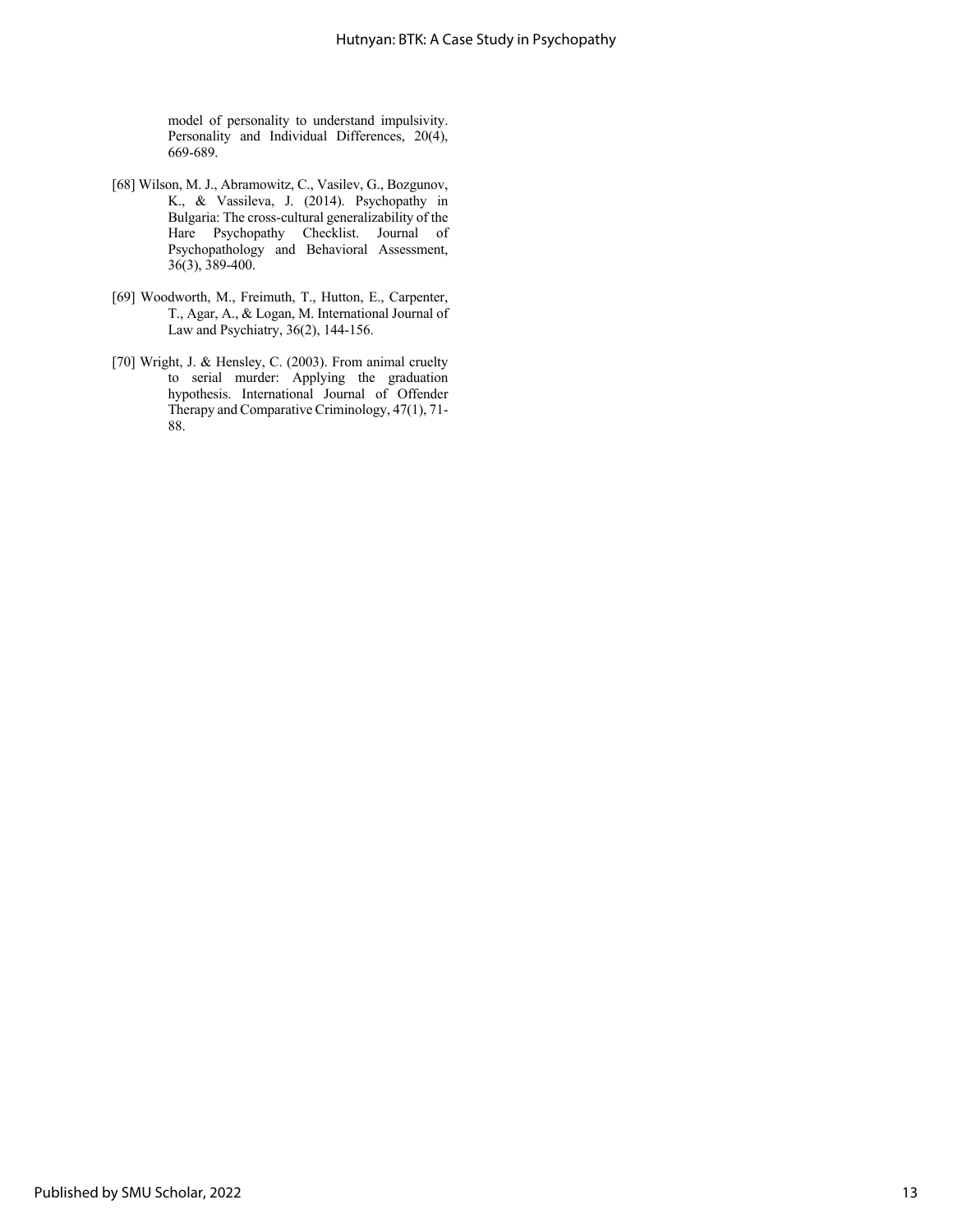model of personality to understand impulsivity. Personality and Individual Differences, 20(4), 669-689.

[68] Wilson, M. J., Abramowitz, C., Vasilev, G., Bozgunov, K., & Vassileva, J. (2014). Psychopathy in Bulgaria: The cross-cultural generalizability of the Hare Psychopathy Checklist. Journal of Psychopathology and Behavioral Assessment, 36(3), 389-400.

[69] Woodworth, M., Freimuth, T., Hutton, E., Carpenter, T., Agar, A., & Logan, M. International Journal of Law and Psychiatry, 36(2), 144-156.

[70] Wright, J. & Hensley, C. (2003). From animal cruelty to serial murder: Applying the graduation hypothesis. International Journal of Offender Therapy and Comparative Criminology, 47(1), 71-88.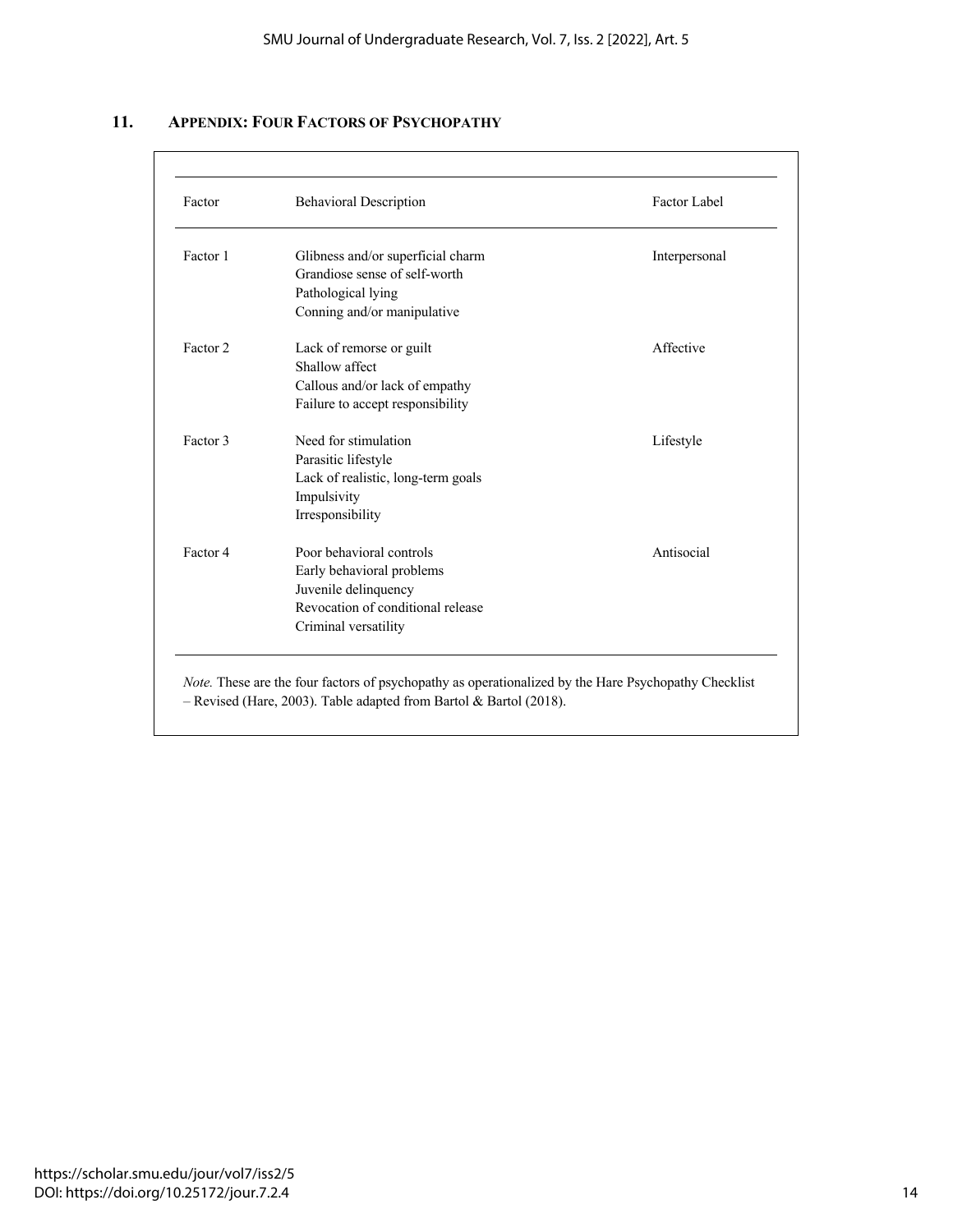## 11. APPENDIX: FOUR FACTORS OF PSYCHOPATHY

| Factor | Behavioral Description | Factor Label |
|---|---|---|
| Factor 1 | Glibness and/or superficial charm<br>Grandiose sense of self-worth<br>Pathological lying<br>Conning and/or manipulative | Interpersonal |
| Factor 2 | Lack of remorse or guilt<br>Shallow affect<br>Callous and/or lack of empathy<br>Failure to accept responsibility | Affective |
| Factor 3 | Need for stimulation<br>Parasitic lifestyle<br>Lack of realistic, long-term goals<br>Impulsivity<br>Irresponsibility | Lifestyle |
| Factor 4 | Poor behavioral controls<br>Early behavioral problems<br>Juvenile delinquency<br>Revocation of conditional release<br>Criminal versatility | Antisocial |

*Note.* These are the four factors of psychopathy as operationalized by the Hare Psychopathy Checklist – Revised (Hare, 2003). Table adapted from Bartol & Bartol (2018).